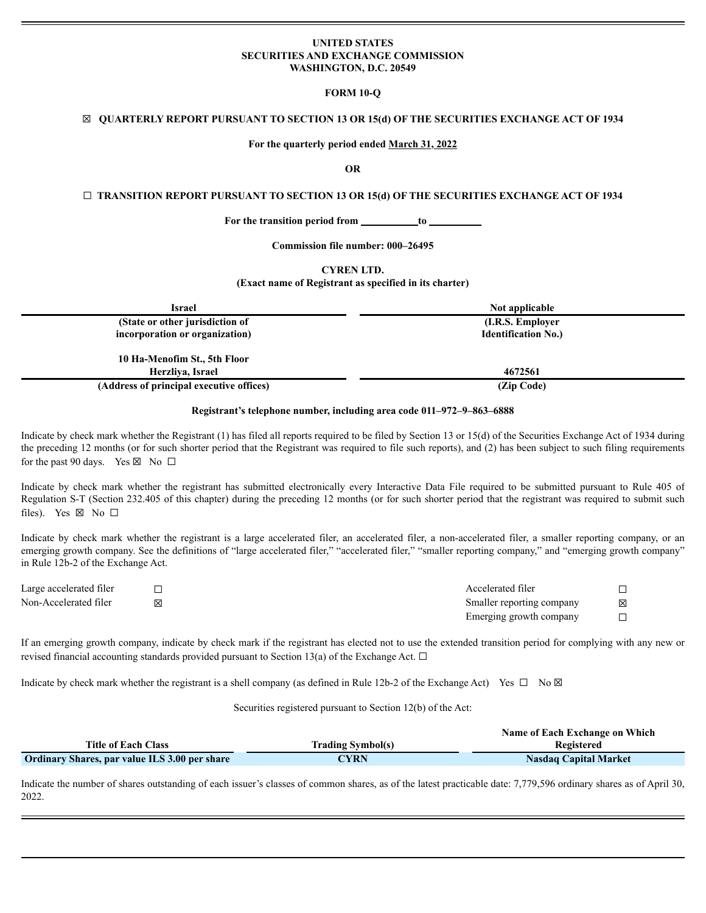**UNITED STATES**
**SECURITIES AND EXCHANGE COMMISSION**
**WASHINGTON, D.C. 20549**

**FORM 10-Q**

☒ **QUARTERLY REPORT PURSUANT TO SECTION 13 OR 15(d) OF THE SECURITIES EXCHANGE ACT OF 1934**

**For the quarterly period ended March 31, 2022**

**OR**

☐ **TRANSITION REPORT PURSUANT TO SECTION 13 OR 15(d) OF THE SECURITIES EXCHANGE ACT OF 1934**

**For the transition period from \_\_\_\_\_\_\_\_\_\_ to \_\_\_\_\_\_\_\_\_\_**

**Commission file number: 000–26495**

**CYREN LTD.**
**(Exact name of Registrant as specified in its charter)**

| Israel | Not applicable |
|---|---|
| **(State or other jurisdiction of incorporation or organization)** | **(I.R.S. Employer Identification No.)** |
| 10 Ha-Menofim St., 5th Floor Herzliya, Israel | 4672561 |
| **(Address of principal executive offices)** | **(Zip Code)** |

**Registrant's telephone number, including area code 011–972–9–863–6888**

Indicate by check mark whether the Registrant (1) has filed all reports required to be filed by Section 13 or 15(d) of the Securities Exchange Act of 1934 during the preceding 12 months (or for such shorter period that the Registrant was required to file such reports), and (2) has been subject to such filing requirements for the past 90 days. Yes ☒ No ☐

Indicate by check mark whether the registrant has submitted electronically every Interactive Data File required to be submitted pursuant to Rule 405 of Regulation S-T (Section 232.405 of this chapter) during the preceding 12 months (or for such shorter period that the registrant was required to submit such files). Yes ☒ No ☐

Indicate by check mark whether the registrant is a large accelerated filer, an accelerated filer, a non-accelerated filer, a smaller reporting company, or an emerging growth company. See the definitions of "large accelerated filer," "accelerated filer," "smaller reporting company," and "emerging growth company" in Rule 12b-2 of the Exchange Act.

| | | | |
|---|---|---|---|
| Large accelerated filer | ☐ | Accelerated filer | ☐ |
| Non-Accelerated filer | ☒ | Smaller reporting company | ☒ |
| | | Emerging growth company | ☐ |

If an emerging growth company, indicate by check mark if the registrant has elected not to use the extended transition period for complying with any new or revised financial accounting standards provided pursuant to Section 13(a) of the Exchange Act. ☐

Indicate by check mark whether the registrant is a shell company (as defined in Rule 12b-2 of the Exchange Act) Yes ☐ No ☒

Securities registered pursuant to Section 12(b) of the Act:

| Title of Each Class | Trading Symbol(s) | Name of Each Exchange on Which Registered |
|---|---|---|
| **Ordinary Shares, par value ILS 3.00 per share** | **CYRN** | **Nasdaq Capital Market** |

Indicate the number of shares outstanding of each issuer's classes of common shares, as of the latest practicable date: 7,779,596 ordinary shares as of April 30, 2022.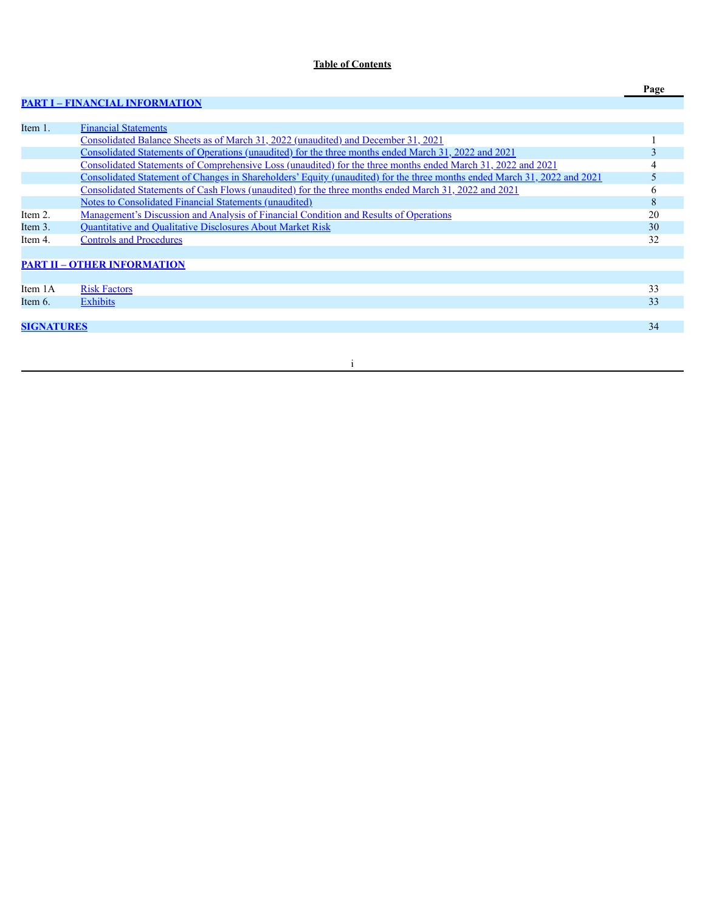**Table of Contents**

| | | Page |
|---|---|---|
| **PART I – FINANCIAL INFORMATION** | | |
| Item 1. | Financial Statements | |
| | Consolidated Balance Sheets as of March 31, 2022 (unaudited) and December 31, 2021 | 1 |
| | Consolidated Statements of Operations (unaudited) for the three months ended March 31, 2022 and 2021 | 3 |
| | Consolidated Statements of Comprehensive Loss (unaudited) for the three months ended March 31, 2022 and 2021 | 4 |
| | Consolidated Statement of Changes in Shareholders' Equity (unaudited) for the three months ended March 31, 2022 and 2021 | 5 |
| | Consolidated Statements of Cash Flows (unaudited) for the three months ended March 31, 2022 and 2021 | 6 |
| | Notes to Consolidated Financial Statements (unaudited) | 8 |
| Item 2. | Management's Discussion and Analysis of Financial Condition and Results of Operations | 20 |
| Item 3. | Quantitative and Qualitative Disclosures About Market Risk | 30 |
| Item 4. | Controls and Procedures | 32 |
| **PART II – OTHER INFORMATION** | | |
| Item 1A | Risk Factors | 33 |
| Item 6. | Exhibits | 33 |
| **SIGNATURES** | | 34 |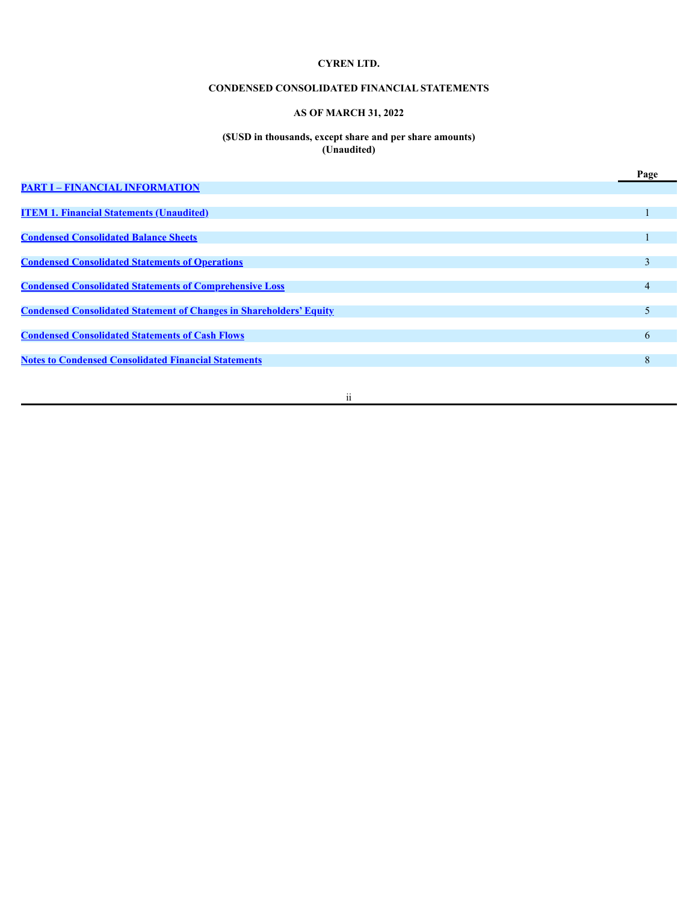**CYREN LTD.**

**CONDENSED CONSOLIDATED FINANCIAL STATEMENTS**

**AS OF MARCH 31, 2022**

**($USD in thousands, except share and per share amounts)**
**(Unaudited)**

| | Page |
|---|---|
| **PART I – FINANCIAL INFORMATION** | |
| **ITEM 1. Financial Statements (Unaudited)** | 1 |
| **Condensed Consolidated Balance Sheets** | 1 |
| **Condensed Consolidated Statements of Operations** | 3 |
| **Condensed Consolidated Statements of Comprehensive Loss** | 4 |
| **Condensed Consolidated Statement of Changes in Shareholders' Equity** | 5 |
| **Condensed Consolidated Statements of Cash Flows** | 6 |
| **Notes to Condensed Consolidated Financial Statements** | 8 |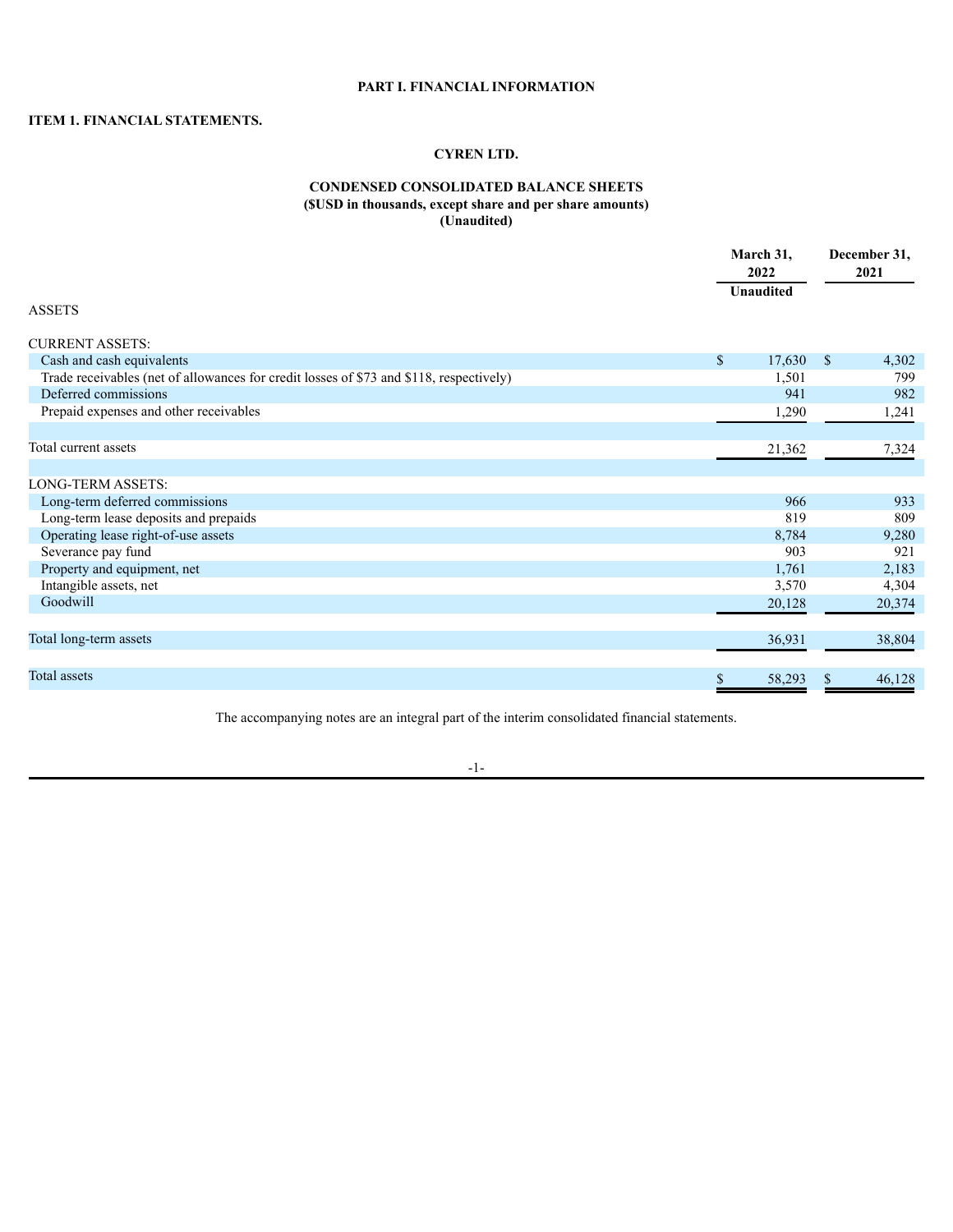# PART I. FINANCIAL INFORMATION

## ITEM 1. FINANCIAL STATEMENTS.

### CYREN LTD.

### CONDENSED CONSOLIDATED BALANCE SHEETS
**($USD in thousands, except share and per share amounts)**
**(Unaudited)**

| | March 31, 2022 Unaudited | December 31, 2021 |
|---|---|---|
| ASSETS | | |
| CURRENT ASSETS: | | |
| Cash and cash equivalents | $ 17,630 | $ 4,302 |
| Trade receivables (net of allowances for credit losses of $73 and $118, respectively) | 1,501 | 799 |
| Deferred commissions | 941 | 982 |
| Prepaid expenses and other receivables | 1,290 | 1,241 |
| Total current assets | 21,362 | 7,324 |
| LONG-TERM ASSETS: | | |
| Long-term deferred commissions | 966 | 933 |
| Long-term lease deposits and prepaids | 819 | 809 |
| Operating lease right-of-use assets | 8,784 | 9,280 |
| Severance pay fund | 903 | 921 |
| Property and equipment, net | 1,761 | 2,183 |
| Intangible assets, net | 3,570 | 4,304 |
| Goodwill | 20,128 | 20,374 |
| Total long-term assets | 36,931 | 38,804 |
| Total assets | $ 58,293 | $ 46,128 |

The accompanying notes are an integral part of the interim consolidated financial statements.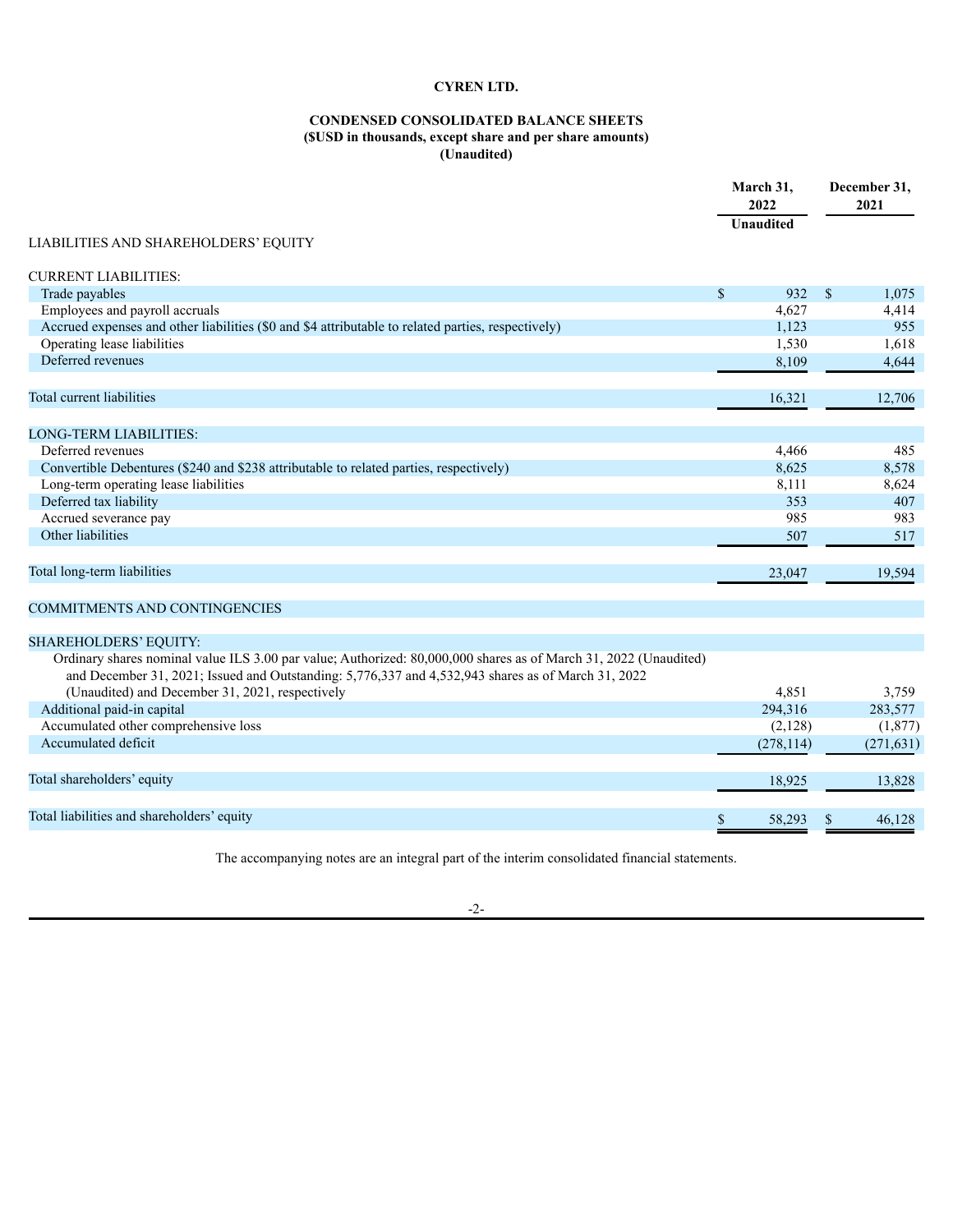# CYREN LTD.

## CONDENSED CONSOLIDATED BALANCE SHEETS
### ($USD in thousands, except share and per share amounts)
### (Unaudited)

| | March 31, 2022 | December 31, 2021 |
|---|---|---|
| | Unaudited | |
| LIABILITIES AND SHAREHOLDERS' EQUITY | | |
| CURRENT LIABILITIES: | | |
| Trade payables | $ 932 | $ 1,075 |
| Employees and payroll accruals | 4,627 | 4,414 |
| Accrued expenses and other liabilities ($0 and $4 attributable to related parties, respectively) | 1,123 | 955 |
| Operating lease liabilities | 1,530 | 1,618 |
| Deferred revenues | 8,109 | 4,644 |
| Total current liabilities | 16,321 | 12,706 |
| LONG-TERM LIABILITIES: | | |
| Deferred revenues | 4,466 | 485 |
| Convertible Debentures ($240 and $238 attributable to related parties, respectively) | 8,625 | 8,578 |
| Long-term operating lease liabilities | 8,111 | 8,624 |
| Deferred tax liability | 353 | 407 |
| Accrued severance pay | 985 | 983 |
| Other liabilities | 507 | 517 |
| Total long-term liabilities | 23,047 | 19,594 |
| COMMITMENTS AND CONTINGENCIES | | |
| SHAREHOLDERS' EQUITY: | | |
| Ordinary shares nominal value ILS 3.00 par value; Authorized: 80,000,000 shares as of March 31, 2022 (Unaudited) and December 31, 2021; Issued and Outstanding: 5,776,337 and 4,532,943 shares as of March 31, 2022 (Unaudited) and December 31, 2021, respectively | 4,851 | 3,759 |
| Additional paid-in capital | 294,316 | 283,577 |
| Accumulated other comprehensive loss | (2,128) | (1,877) |
| Accumulated deficit | (278,114) | (271,631) |
| Total shareholders' equity | 18,925 | 13,828 |
| Total liabilities and shareholders' equity | $ 58,293 | $ 46,128 |

The accompanying notes are an integral part of the interim consolidated financial statements.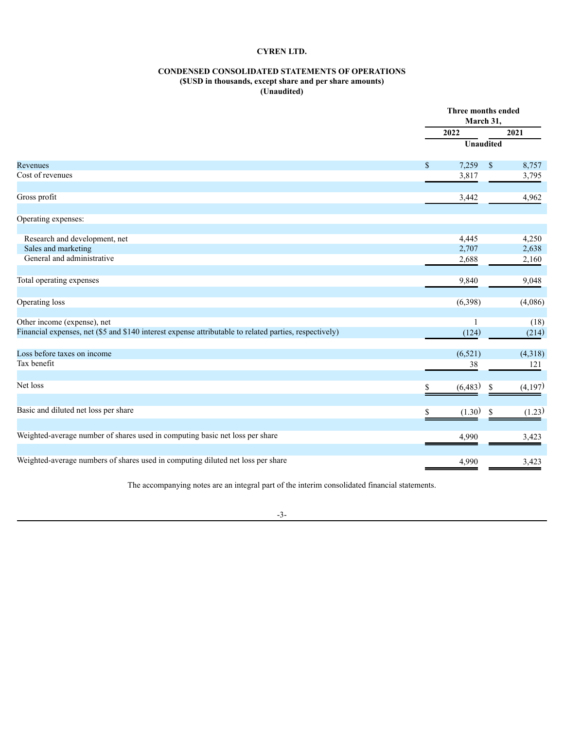**CYREN LTD.**

**CONDENSED CONSOLIDATED STATEMENTS OF OPERATIONS**
**($USD in thousands, except share and per share amounts)**
**(Unaudited)**

| | Three months ended March 31, | |
|---|---|---|
| | 2022 | 2021 |
| | Unaudited | |
| Revenues | $ 7,259 | $ 8,757 |
| Cost of revenues | 3,817 | 3,795 |
| Gross profit | 3,442 | 4,962 |
| Operating expenses: | | |
| Research and development, net | 4,445 | 4,250 |
| Sales and marketing | 2,707 | 2,638 |
| General and administrative | 2,688 | 2,160 |
| Total operating expenses | 9,840 | 9,048 |
| Operating loss | (6,398) | (4,086) |
| Other income (expense), net | 1 | (18) |
| Financial expenses, net ($5 and $140 interest expense attributable to related parties, respectively) | (124) | (214) |
| Loss before taxes on income | (6,521) | (4,318) |
| Tax benefit | 38 | 121 |
| Net loss | $ (6,483) | $ (4,197) |
| Basic and diluted net loss per share | $ (1.30) | $ (1.23) |
| Weighted-average number of shares used in computing basic net loss per share | 4,990 | 3,423 |
| Weighted-average numbers of shares used in computing diluted net loss per share | 4,990 | 3,423 |

The accompanying notes are an integral part of the interim consolidated financial statements.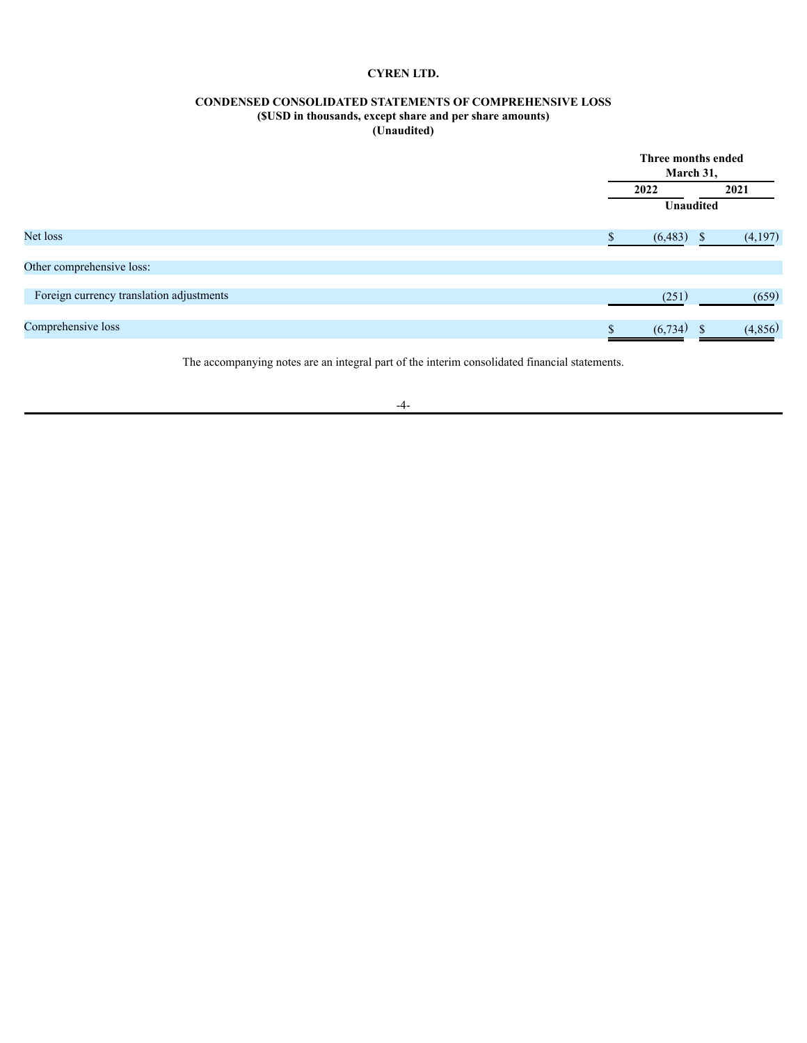**CYREN LTD.**

**CONDENSED CONSOLIDATED STATEMENTS OF COMPREHENSIVE LOSS**
**($USD in thousands, except share and per share amounts)**
**(Unaudited)**

| | Three months ended March 31, | |
|---|---|---|
| | 2022 | 2021 |
| | Unaudited | |
| Net loss | $ (6,483) | $ (4,197) |
| Other comprehensive loss: | | |
| Foreign currency translation adjustments | (251) | (659) |
| Comprehensive loss | $ (6,734) | $ (4,856) |

The accompanying notes are an integral part of the interim consolidated financial statements.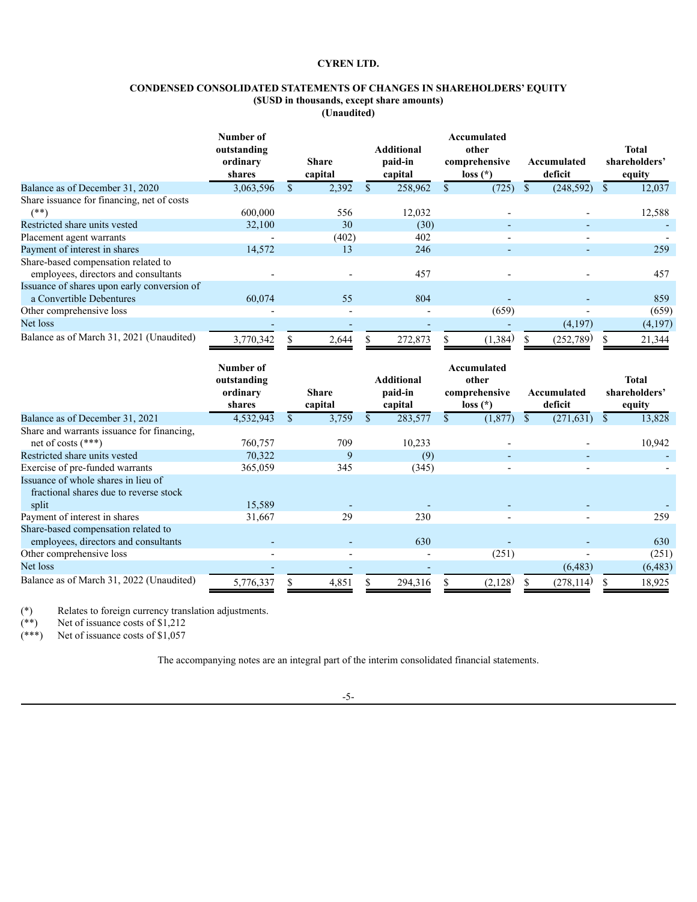**CYREN LTD.**

**CONDENSED CONSOLIDATED STATEMENTS OF CHANGES IN SHAREHOLDERS' EQUITY**
**($USD in thousands, except share amounts)**
**(Unaudited)**

| | Number of outstanding ordinary shares | Share capital | Additional paid-in capital | Accumulated other comprehensive loss (*) | Accumulated deficit | Total shareholders' equity |
|---|---|---|---|---|---|---|
| Balance as of December 31, 2020 | 3,063,596 | $ 2,392 | $ 258,962 | $ (725) | $ (248,592) | $ 12,037 |
| Share issuance for financing, net of costs (**) | 600,000 | 556 | 12,032 | - | - | 12,588 |
| Restricted share units vested | 32,100 | 30 | (30) | - | - | - |
| Placement agent warrants | - | (402) | 402 | - | - | - |
| Payment of interest in shares | 14,572 | 13 | 246 | - | - | 259 |
| Share-based compensation related to employees, directors and consultants | - | - | 457 | - | - | 457 |
| Issuance of shares upon early conversion of a Convertible Debentures | 60,074 | 55 | 804 | - | - | 859 |
| Other comprehensive loss | - | - | - | (659) | - | (659) |
| Net loss | - | - | - | - | (4,197) | (4,197) |
| Balance as of March 31, 2021 (Unaudited) | 3,770,342 | $ 2,644 | $ 272,873 | $ (1,384) | $ (252,789) | $ 21,344 |

| | Number of outstanding ordinary shares | Share capital | Additional paid-in capital | Accumulated other comprehensive loss (*) | Accumulated deficit | Total shareholders' equity |
|---|---|---|---|---|---|---|
| Balance as of December 31, 2021 | 4,532,943 | $ 3,759 | $ 283,577 | $ (1,877) | $ (271,631) | $ 13,828 |
| Share and warrants issuance for financing, net of costs (***) | 760,757 | 709 | 10,233 | - | - | 10,942 |
| Restricted share units vested | 70,322 | 9 | (9) | - | - | - |
| Exercise of pre-funded warrants | 365,059 | 345 | (345) | - | - | - |
| Issuance of whole shares in lieu of fractional shares due to reverse stock split | 15,589 | - | - | - | - | - |
| Payment of interest in shares | 31,667 | 29 | 230 | - | - | 259 |
| Share-based compensation related to employees, directors and consultants | - | - | 630 | - | - | 630 |
| Other comprehensive loss | - | - | - | (251) | - | (251) |
| Net loss | - | - | - | | (6,483) | (6,483) |
| Balance as of March 31, 2022 (Unaudited) | 5,776,337 | $ 4,851 | $ 294,316 | $ (2,128) | $ (278,114) | $ 18,925 |

(*) Relates to foreign currency translation adjustments.
(**) Net of issuance costs of $1,212
(***) Net of issuance costs of $1,057

The accompanying notes are an integral part of the interim consolidated financial statements.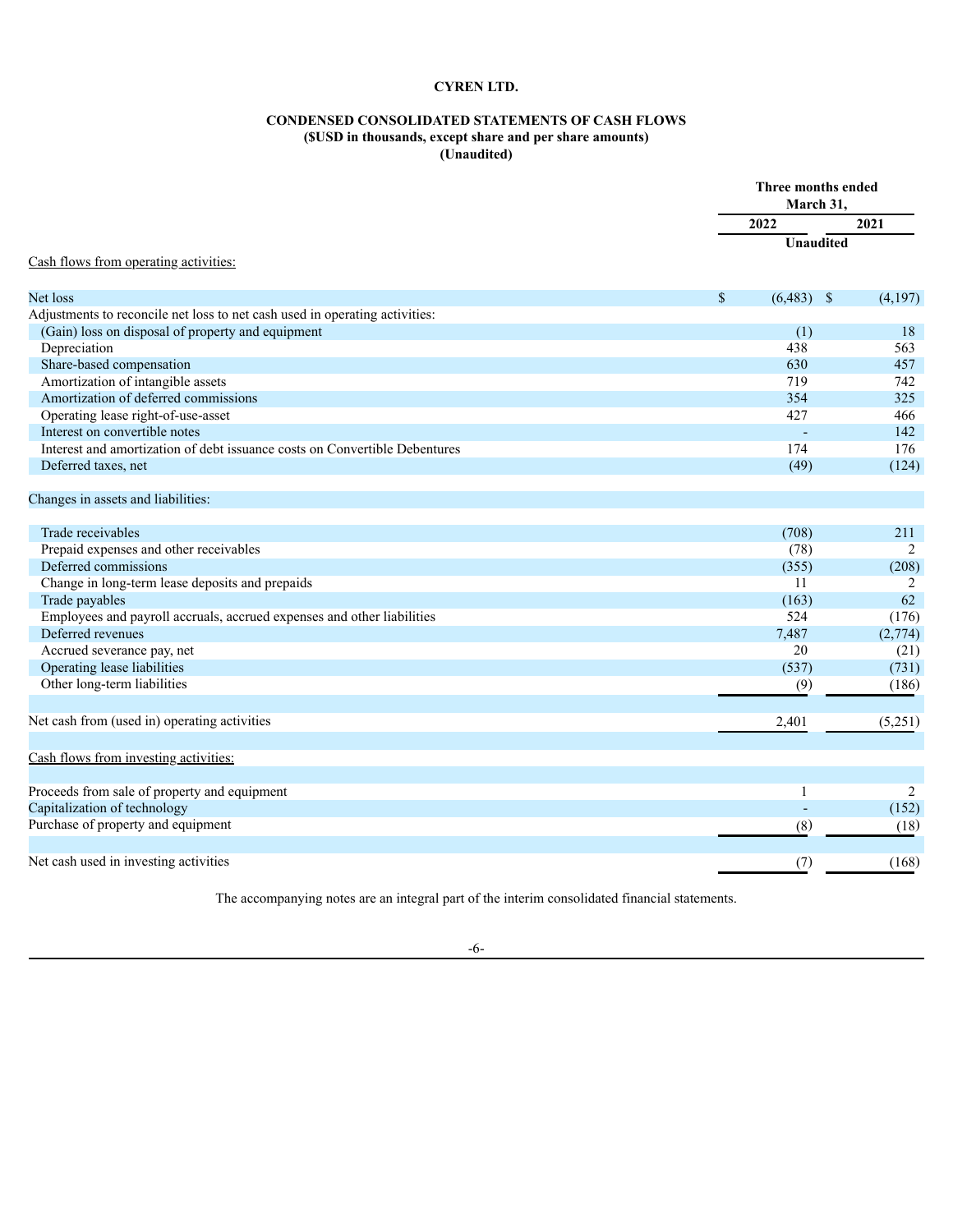**CYREN LTD.**

**CONDENSED CONSOLIDATED STATEMENTS OF CASH FLOWS**
**($USD in thousands, except share and per share amounts)**
**(Unaudited)**

| | Three months ended March 31, | |
|---|---|---|
| | 2022 | 2021 |
| | Unaudited | |
| Cash flows from operating activities: | | |
| Net loss | $ (6,483) | $ (4,197) |
| Adjustments to reconcile net loss to net cash used in operating activities: | | |
| (Gain) loss on disposal of property and equipment | (1) | 18 |
| Depreciation | 438 | 563 |
| Share-based compensation | 630 | 457 |
| Amortization of intangible assets | 719 | 742 |
| Amortization of deferred commissions | 354 | 325 |
| Operating lease right-of-use-asset | 427 | 466 |
| Interest on convertible notes | - | 142 |
| Interest and amortization of debt issuance costs on Convertible Debentures | 174 | 176 |
| Deferred taxes, net | (49) | (124) |
| Changes in assets and liabilities: | | |
| Trade receivables | (708) | 211 |
| Prepaid expenses and other receivables | (78) | 2 |
| Deferred commissions | (355) | (208) |
| Change in long-term lease deposits and prepaids | 11 | 2 |
| Trade payables | (163) | 62 |
| Employees and payroll accruals, accrued expenses and other liabilities | 524 | (176) |
| Deferred revenues | 7,487 | (2,774) |
| Accrued severance pay, net | 20 | (21) |
| Operating lease liabilities | (537) | (731) |
| Other long-term liabilities | (9) | (186) |
| Net cash from (used in) operating activities | 2,401 | (5,251) |
| Cash flows from investing activities: | | |
| Proceeds from sale of property and equipment | 1 | 2 |
| Capitalization of technology | - | (152) |
| Purchase of property and equipment | (8) | (18) |
| Net cash used in investing activities | (7) | (168) |

The accompanying notes are an integral part of the interim consolidated financial statements.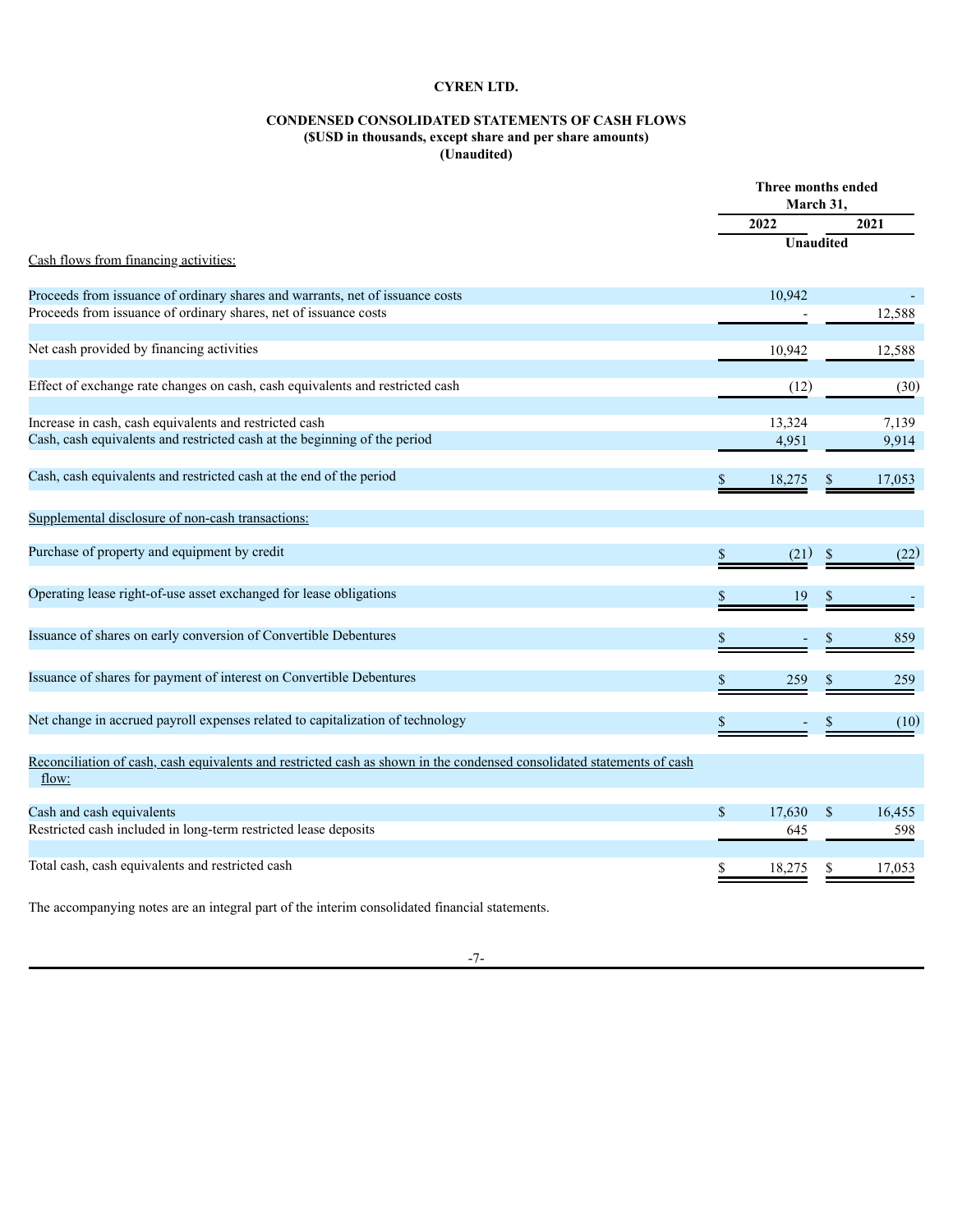**CYREN LTD.**

**CONDENSED CONSOLIDATED STATEMENTS OF CASH FLOWS**
**($USD in thousands, except share and per share amounts)**
**(Unaudited)**

| | Three months ended March 31, | |
|---|---|---|
| | 2022 | 2021 |
| | Unaudited | |
| Cash flows from financing activities: | | |
| Proceeds from issuance of ordinary shares and warrants, net of issuance costs | 10,942 | - |
| Proceeds from issuance of ordinary shares, net of issuance costs | - | 12,588 |
| Net cash provided by financing activities | 10,942 | 12,588 |
| Effect of exchange rate changes on cash, cash equivalents and restricted cash | (12) | (30) |
| Increase in cash, cash equivalents and restricted cash | 13,324 | 7,139 |
| Cash, cash equivalents and restricted cash at the beginning of the period | 4,951 | 9,914 |
| Cash, cash equivalents and restricted cash at the end of the period | $ 18,275 | $ 17,053 |
| Supplemental disclosure of non-cash transactions: | | |
| Purchase of property and equipment by credit | $ (21) | $ (22) |
| Operating lease right-of-use asset exchanged for lease obligations | $ 19 | $ - |
| Issuance of shares on early conversion of Convertible Debentures | $ - | $ 859 |
| Issuance of shares for payment of interest on Convertible Debentures | $ 259 | $ 259 |
| Net change in accrued payroll expenses related to capitalization of technology | $ - | $ (10) |
| Reconciliation of cash, cash equivalents and restricted cash as shown in the condensed consolidated statements of cash flow: | | |
| Cash and cash equivalents | $ 17,630 | $ 16,455 |
| Restricted cash included in long-term restricted lease deposits | 645 | 598 |
| Total cash, cash equivalents and restricted cash | $ 18,275 | $ 17,053 |

The accompanying notes are an integral part of the interim consolidated financial statements.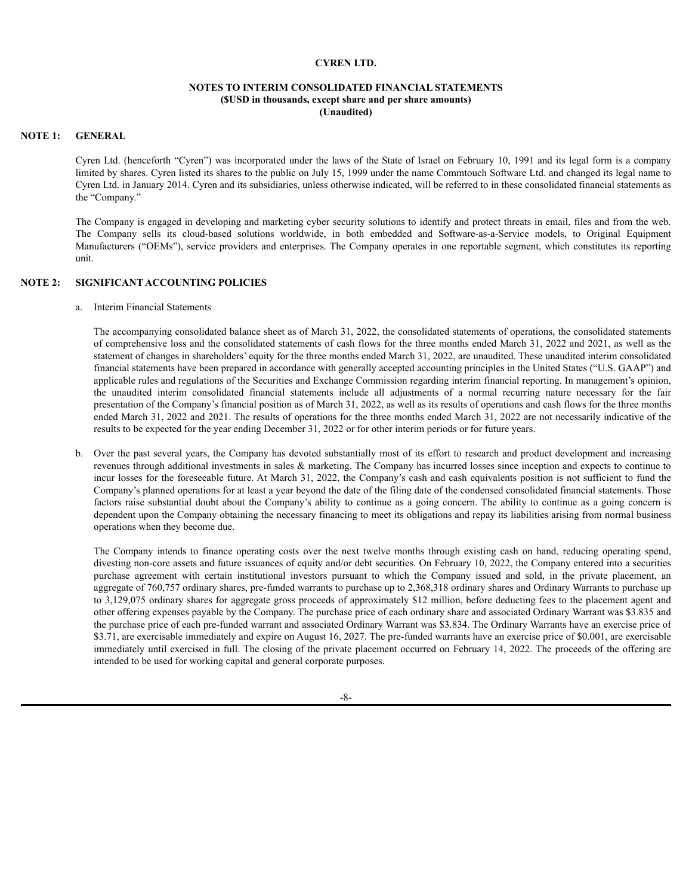**CYREN LTD.**

**NOTES TO INTERIM CONSOLIDATED FINANCIAL STATEMENTS**
**($USD in thousands, except share and per share amounts)**
**(Unaudited)**

## NOTE 1: GENERAL

Cyren Ltd. (henceforth "Cyren") was incorporated under the laws of the State of Israel on February 10, 1991 and its legal form is a company limited by shares. Cyren listed its shares to the public on July 15, 1999 under the name Commtouch Software Ltd. and changed its legal name to Cyren Ltd. in January 2014. Cyren and its subsidiaries, unless otherwise indicated, will be referred to in these consolidated financial statements as the "Company."

The Company is engaged in developing and marketing cyber security solutions to identify and protect threats in email, files and from the web. The Company sells its cloud-based solutions worldwide, in both embedded and Software-as-a-Service models, to Original Equipment Manufacturers ("OEMs"), service providers and enterprises. The Company operates in one reportable segment, which constitutes its reporting unit.

## NOTE 2: SIGNIFICANT ACCOUNTING POLICIES

a. Interim Financial Statements

The accompanying consolidated balance sheet as of March 31, 2022, the consolidated statements of operations, the consolidated statements of comprehensive loss and the consolidated statements of cash flows for the three months ended March 31, 2022 and 2021, as well as the statement of changes in shareholders' equity for the three months ended March 31, 2022, are unaudited. These unaudited interim consolidated financial statements have been prepared in accordance with generally accepted accounting principles in the United States ("U.S. GAAP") and applicable rules and regulations of the Securities and Exchange Commission regarding interim financial reporting. In management's opinion, the unaudited interim consolidated financial statements include all adjustments of a normal recurring nature necessary for the fair presentation of the Company's financial position as of March 31, 2022, as well as its results of operations and cash flows for the three months ended March 31, 2022 and 2021. The results of operations for the three months ended March 31, 2022 are not necessarily indicative of the results to be expected for the year ending December 31, 2022 or for other interim periods or for future years.

b. Over the past several years, the Company has devoted substantially most of its effort to research and product development and increasing revenues through additional investments in sales & marketing. The Company has incurred losses since inception and expects to continue to incur losses for the foreseeable future. At March 31, 2022, the Company's cash and cash equivalents position is not sufficient to fund the Company's planned operations for at least a year beyond the date of the filing date of the condensed consolidated financial statements. Those factors raise substantial doubt about the Company's ability to continue as a going concern. The ability to continue as a going concern is dependent upon the Company obtaining the necessary financing to meet its obligations and repay its liabilities arising from normal business operations when they become due.

The Company intends to finance operating costs over the next twelve months through existing cash on hand, reducing operating spend, divesting non-core assets and future issuances of equity and/or debt securities. On February 10, 2022, the Company entered into a securities purchase agreement with certain institutional investors pursuant to which the Company issued and sold, in the private placement, an aggregate of 760,757 ordinary shares, pre-funded warrants to purchase up to 2,368,318 ordinary shares and Ordinary Warrants to purchase up to 3,129,075 ordinary shares for aggregate gross proceeds of approximately $12 million, before deducting fees to the placement agent and other offering expenses payable by the Company. The purchase price of each ordinary share and associated Ordinary Warrant was $3.835 and the purchase price of each pre-funded warrant and associated Ordinary Warrant was $3.834. The Ordinary Warrants have an exercise price of $3.71, are exercisable immediately and expire on August 16, 2027. The pre-funded warrants have an exercise price of $0.001, are exercisable immediately until exercised in full. The closing of the private placement occurred on February 14, 2022. The proceeds of the offering are intended to be used for working capital and general corporate purposes.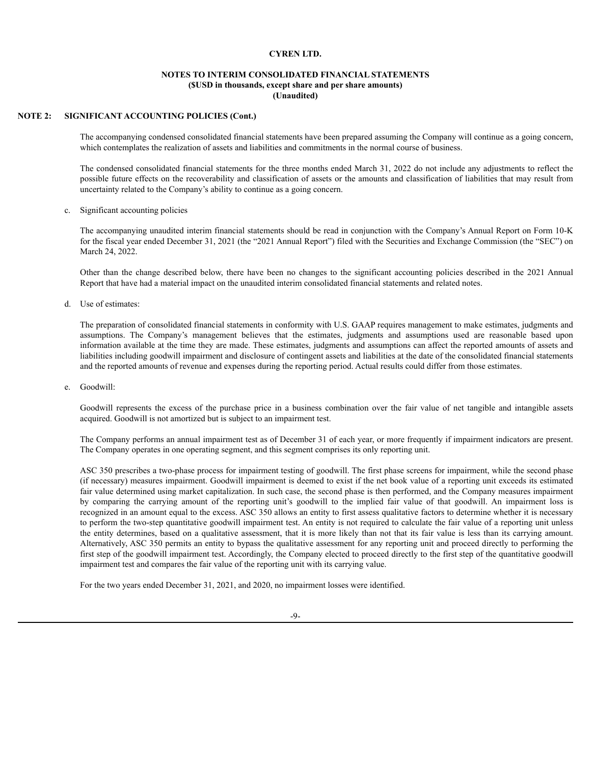# CYREN LTD.

## NOTES TO INTERIM CONSOLIDATED FINANCIAL STATEMENTS
## ($USD in thousands, except share and per share amounts)
## (Unaudited)

### NOTE 2: SIGNIFICANT ACCOUNTING POLICIES (Cont.)

The accompanying condensed consolidated financial statements have been prepared assuming the Company will continue as a going concern, which contemplates the realization of assets and liabilities and commitments in the normal course of business.

The condensed consolidated financial statements for the three months ended March 31, 2022 do not include any adjustments to reflect the possible future effects on the recoverability and classification of assets or the amounts and classification of liabilities that may result from uncertainty related to the Company's ability to continue as a going concern.

c. Significant accounting policies

The accompanying unaudited interim financial statements should be read in conjunction with the Company's Annual Report on Form 10-K for the fiscal year ended December 31, 2021 (the "2021 Annual Report") filed with the Securities and Exchange Commission (the "SEC") on March 24, 2022.

Other than the change described below, there have been no changes to the significant accounting policies described in the 2021 Annual Report that have had a material impact on the unaudited interim consolidated financial statements and related notes.

d. Use of estimates:

The preparation of consolidated financial statements in conformity with U.S. GAAP requires management to make estimates, judgments and assumptions. The Company's management believes that the estimates, judgments and assumptions used are reasonable based upon information available at the time they are made. These estimates, judgments and assumptions can affect the reported amounts of assets and liabilities including goodwill impairment and disclosure of contingent assets and liabilities at the date of the consolidated financial statements and the reported amounts of revenue and expenses during the reporting period. Actual results could differ from those estimates.

e. Goodwill:

Goodwill represents the excess of the purchase price in a business combination over the fair value of net tangible and intangible assets acquired. Goodwill is not amortized but is subject to an impairment test.

The Company performs an annual impairment test as of December 31 of each year, or more frequently if impairment indicators are present. The Company operates in one operating segment, and this segment comprises its only reporting unit.

ASC 350 prescribes a two-phase process for impairment testing of goodwill. The first phase screens for impairment, while the second phase (if necessary) measures impairment. Goodwill impairment is deemed to exist if the net book value of a reporting unit exceeds its estimated fair value determined using market capitalization. In such case, the second phase is then performed, and the Company measures impairment by comparing the carrying amount of the reporting unit's goodwill to the implied fair value of that goodwill. An impairment loss is recognized in an amount equal to the excess. ASC 350 allows an entity to first assess qualitative factors to determine whether it is necessary to perform the two-step quantitative goodwill impairment test. An entity is not required to calculate the fair value of a reporting unit unless the entity determines, based on a qualitative assessment, that it is more likely than not that its fair value is less than its carrying amount. Alternatively, ASC 350 permits an entity to bypass the qualitative assessment for any reporting unit and proceed directly to performing the first step of the goodwill impairment test. Accordingly, the Company elected to proceed directly to the first step of the quantitative goodwill impairment test and compares the fair value of the reporting unit with its carrying value.

For the two years ended December 31, 2021, and 2020, no impairment losses were identified.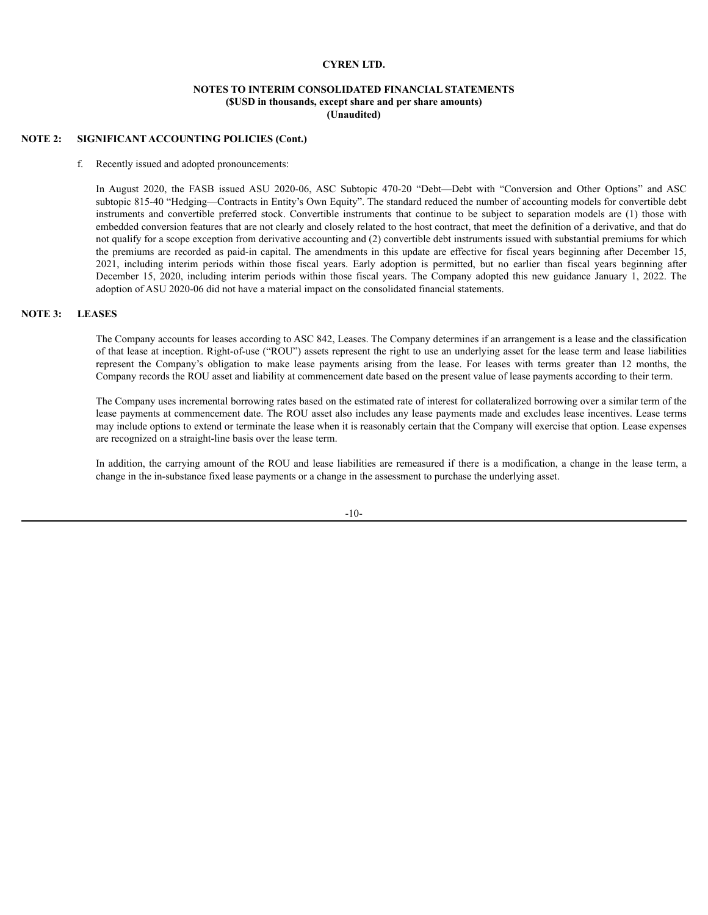**CYREN LTD.**

**NOTES TO INTERIM CONSOLIDATED FINANCIAL STATEMENTS**
**($USD in thousands, except share and per share amounts)**
**(Unaudited)**

**NOTE 2: SIGNIFICANT ACCOUNTING POLICIES (Cont.)**

f. Recently issued and adopted pronouncements:

In August 2020, the FASB issued ASU 2020-06, ASC Subtopic 470-20 "Debt—Debt with "Conversion and Other Options" and ASC subtopic 815-40 "Hedging—Contracts in Entity's Own Equity". The standard reduced the number of accounting models for convertible debt instruments and convertible preferred stock. Convertible instruments that continue to be subject to separation models are (1) those with embedded conversion features that are not clearly and closely related to the host contract, that meet the definition of a derivative, and that do not qualify for a scope exception from derivative accounting and (2) convertible debt instruments issued with substantial premiums for which the premiums are recorded as paid-in capital. The amendments in this update are effective for fiscal years beginning after December 15, 2021, including interim periods within those fiscal years. Early adoption is permitted, but no earlier than fiscal years beginning after December 15, 2020, including interim periods within those fiscal years. The Company adopted this new guidance January 1, 2022. The adoption of ASU 2020-06 did not have a material impact on the consolidated financial statements.

**NOTE 3: LEASES**

The Company accounts for leases according to ASC 842, Leases. The Company determines if an arrangement is a lease and the classification of that lease at inception. Right-of-use ("ROU") assets represent the right to use an underlying asset for the lease term and lease liabilities represent the Company's obligation to make lease payments arising from the lease. For leases with terms greater than 12 months, the Company records the ROU asset and liability at commencement date based on the present value of lease payments according to their term.

The Company uses incremental borrowing rates based on the estimated rate of interest for collateralized borrowing over a similar term of the lease payments at commencement date. The ROU asset also includes any lease payments made and excludes lease incentives. Lease terms may include options to extend or terminate the lease when it is reasonably certain that the Company will exercise that option. Lease expenses are recognized on a straight-line basis over the lease term.

In addition, the carrying amount of the ROU and lease liabilities are remeasured if there is a modification, a change in the lease term, a change in the in-substance fixed lease payments or a change in the assessment to purchase the underlying asset.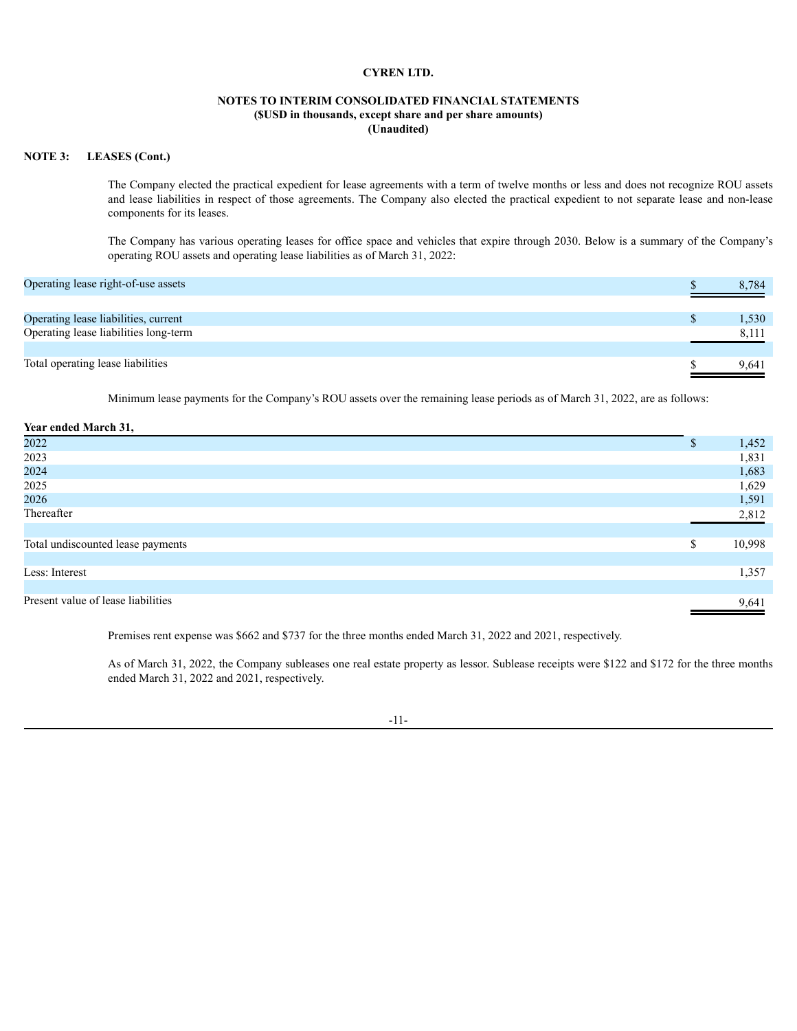**CYREN LTD.**

**NOTES TO INTERIM CONSOLIDATED FINANCIAL STATEMENTS**
**($USD in thousands, except share and per share amounts)**
**(Unaudited)**

**NOTE 3: LEASES (Cont.)**

The Company elected the practical expedient for lease agreements with a term of twelve months or less and does not recognize ROU assets and lease liabilities in respect of those agreements. The Company also elected the practical expedient to not separate lease and non-lease components for its leases.

The Company has various operating leases for office space and vehicles that expire through 2030. Below is a summary of the Company's operating ROU assets and operating lease liabilities as of March 31, 2022:

| | | |
|---|---|---|
| Operating lease right-of-use assets | $ | 8,784 |
| | | |
| Operating lease liabilities, current | $ | 1,530 |
| Operating lease liabilities long-term | | 8,111 |
| | | |
| Total operating lease liabilities | $ | 9,641 |

Minimum lease payments for the Company's ROU assets over the remaining lease periods as of March 31, 2022, are as follows:

| **Year ended March 31,** | | |
|---|---|---|
| 2022 | $ | 1,452 |
| 2023 | | 1,831 |
| 2024 | | 1,683 |
| 2025 | | 1,629 |
| 2026 | | 1,591 |
| Thereafter | | 2,812 |
| | | |
| Total undiscounted lease payments | $ | 10,998 |
| | | |
| Less: Interest | | 1,357 |
| | | |
| Present value of lease liabilities | | 9,641 |

Premises rent expense was $662 and $737 for the three months ended March 31, 2022 and 2021, respectively.

As of March 31, 2022, the Company subleases one real estate property as lessor. Sublease receipts were $122 and $172 for the three months ended March 31, 2022 and 2021, respectively.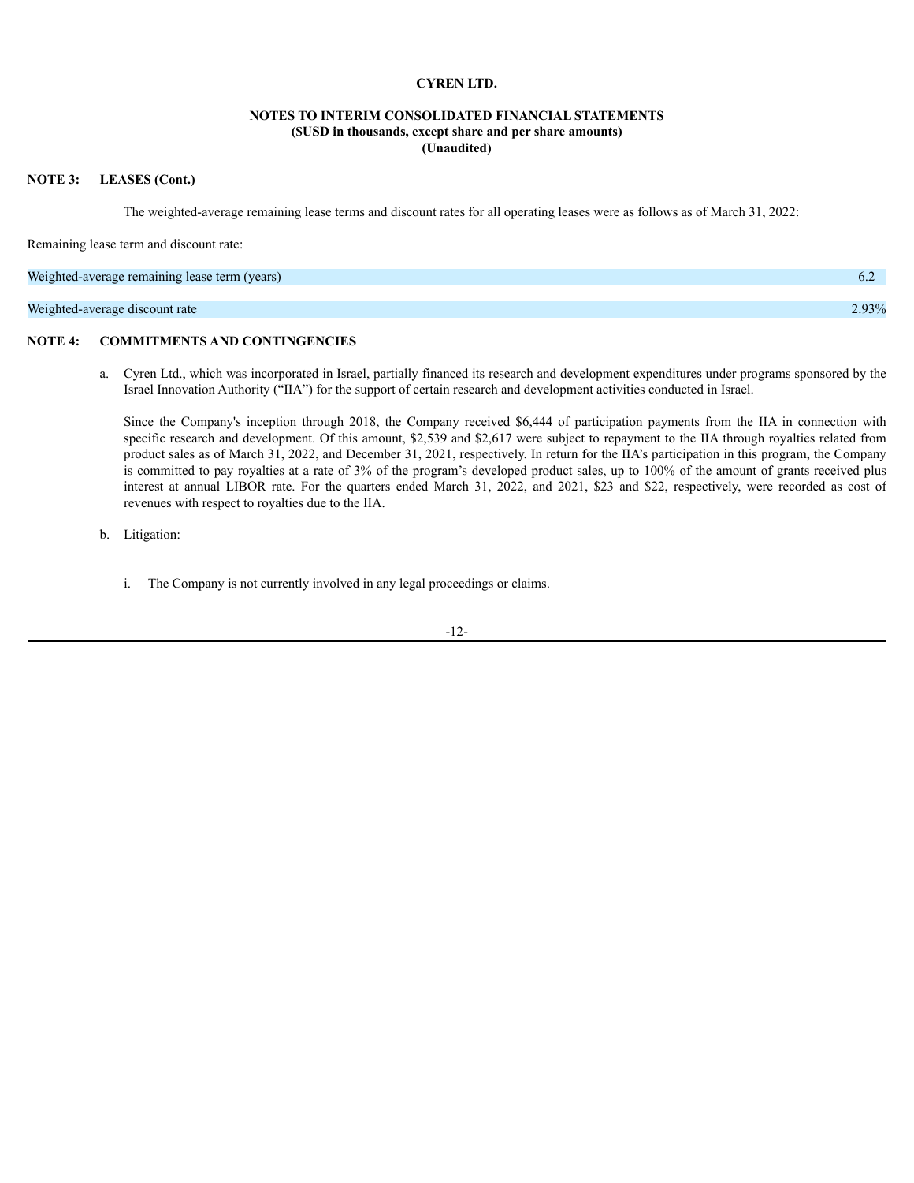**CYREN LTD.**

**NOTES TO INTERIM CONSOLIDATED FINANCIAL STATEMENTS**
**($USD in thousands, except share and per share amounts)**
**(Unaudited)**

**NOTE 3: LEASES (Cont.)**

The weighted-average remaining lease terms and discount rates for all operating leases were as follows as of March 31, 2022:

Remaining lease term and discount rate:

| | |
|---|---|
| Weighted-average remaining lease term (years) | 6.2 |
| Weighted-average discount rate | 2.93% |

**NOTE 4: COMMITMENTS AND CONTINGENCIES**

a. Cyren Ltd., which was incorporated in Israel, partially financed its research and development expenditures under programs sponsored by the Israel Innovation Authority ("IIA") for the support of certain research and development activities conducted in Israel.

Since the Company's inception through 2018, the Company received $6,444 of participation payments from the IIA in connection with specific research and development. Of this amount, $2,539 and $2,617 were subject to repayment to the IIA through royalties related from product sales as of March 31, 2022, and December 31, 2021, respectively. In return for the IIA's participation in this program, the Company is committed to pay royalties at a rate of 3% of the program's developed product sales, up to 100% of the amount of grants received plus interest at annual LIBOR rate. For the quarters ended March 31, 2022, and 2021, $23 and $22, respectively, were recorded as cost of revenues with respect to royalties due to the IIA.

b. Litigation:

i. The Company is not currently involved in any legal proceedings or claims.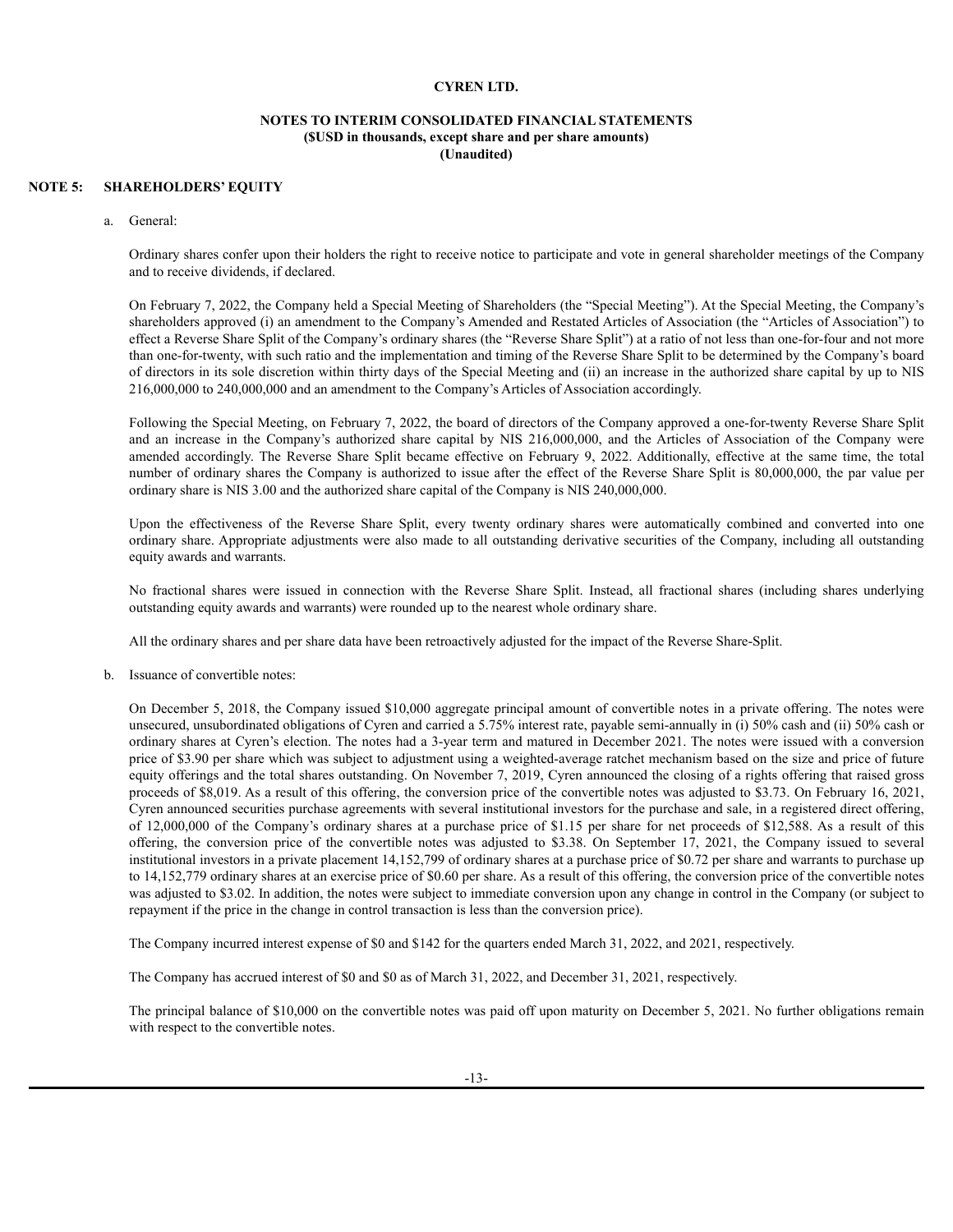**CYREN LTD.**

**NOTES TO INTERIM CONSOLIDATED FINANCIAL STATEMENTS**
**($USD in thousands, except share and per share amounts)**
**(Unaudited)**

## NOTE 5: SHAREHOLDERS' EQUITY

a. General:

Ordinary shares confer upon their holders the right to receive notice to participate and vote in general shareholder meetings of the Company and to receive dividends, if declared.

On February 7, 2022, the Company held a Special Meeting of Shareholders (the "Special Meeting"). At the Special Meeting, the Company's shareholders approved (i) an amendment to the Company's Amended and Restated Articles of Association (the "Articles of Association") to effect a Reverse Share Split of the Company's ordinary shares (the "Reverse Share Split") at a ratio of not less than one-for-four and not more than one-for-twenty, with such ratio and the implementation and timing of the Reverse Share Split to be determined by the Company's board of directors in its sole discretion within thirty days of the Special Meeting and (ii) an increase in the authorized share capital by up to NIS 216,000,000 to 240,000,000 and an amendment to the Company's Articles of Association accordingly.

Following the Special Meeting, on February 7, 2022, the board of directors of the Company approved a one-for-twenty Reverse Share Split and an increase in the Company's authorized share capital by NIS 216,000,000, and the Articles of Association of the Company were amended accordingly. The Reverse Share Split became effective on February 9, 2022. Additionally, effective at the same time, the total number of ordinary shares the Company is authorized to issue after the effect of the Reverse Share Split is 80,000,000, the par value per ordinary share is NIS 3.00 and the authorized share capital of the Company is NIS 240,000,000.

Upon the effectiveness of the Reverse Share Split, every twenty ordinary shares were automatically combined and converted into one ordinary share. Appropriate adjustments were also made to all outstanding derivative securities of the Company, including all outstanding equity awards and warrants.

No fractional shares were issued in connection with the Reverse Share Split. Instead, all fractional shares (including shares underlying outstanding equity awards and warrants) were rounded up to the nearest whole ordinary share.

All the ordinary shares and per share data have been retroactively adjusted for the impact of the Reverse Share-Split.

b. Issuance of convertible notes:

On December 5, 2018, the Company issued $10,000 aggregate principal amount of convertible notes in a private offering. The notes were unsecured, unsubordinated obligations of Cyren and carried a 5.75% interest rate, payable semi-annually in (i) 50% cash and (ii) 50% cash or ordinary shares at Cyren's election. The notes had a 3-year term and matured in December 2021. The notes were issued with a conversion price of $3.90 per share which was subject to adjustment using a weighted-average ratchet mechanism based on the size and price of future equity offerings and the total shares outstanding. On November 7, 2019, Cyren announced the closing of a rights offering that raised gross proceeds of $8,019. As a result of this offering, the conversion price of the convertible notes was adjusted to $3.73. On February 16, 2021, Cyren announced securities purchase agreements with several institutional investors for the purchase and sale, in a registered direct offering, of 12,000,000 of the Company's ordinary shares at a purchase price of $1.15 per share for net proceeds of $12,588. As a result of this offering, the conversion price of the convertible notes was adjusted to $3.38. On September 17, 2021, the Company issued to several institutional investors in a private placement 14,152,799 of ordinary shares at a purchase price of $0.72 per share and warrants to purchase up to 14,152,779 ordinary shares at an exercise price of $0.60 per share. As a result of this offering, the conversion price of the convertible notes was adjusted to $3.02. In addition, the notes were subject to immediate conversion upon any change in control in the Company (or subject to repayment if the price in the change in control transaction is less than the conversion price).

The Company incurred interest expense of $0 and $142 for the quarters ended March 31, 2022, and 2021, respectively.

The Company has accrued interest of $0 and $0 as of March 31, 2022, and December 31, 2021, respectively.

The principal balance of $10,000 on the convertible notes was paid off upon maturity on December 5, 2021. No further obligations remain with respect to the convertible notes.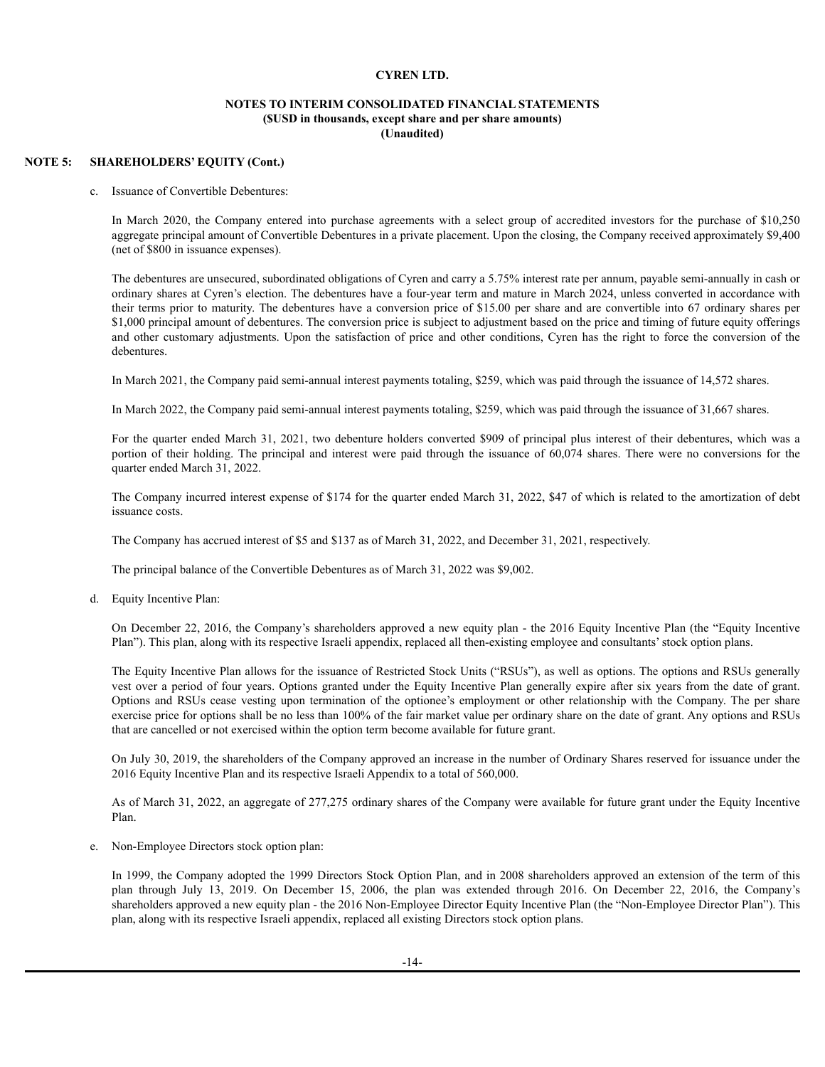**CYREN LTD.**

**NOTES TO INTERIM CONSOLIDATED FINANCIAL STATEMENTS**
**($USD in thousands, except share and per share amounts)**
**(Unaudited)**

**NOTE 5: SHAREHOLDERS' EQUITY (Cont.)**

c. Issuance of Convertible Debentures:

In March 2020, the Company entered into purchase agreements with a select group of accredited investors for the purchase of $10,250 aggregate principal amount of Convertible Debentures in a private placement. Upon the closing, the Company received approximately $9,400 (net of $800 in issuance expenses).

The debentures are unsecured, subordinated obligations of Cyren and carry a 5.75% interest rate per annum, payable semi-annually in cash or ordinary shares at Cyren's election. The debentures have a four-year term and mature in March 2024, unless converted in accordance with their terms prior to maturity. The debentures have a conversion price of $15.00 per share and are convertible into 67 ordinary shares per $1,000 principal amount of debentures. The conversion price is subject to adjustment based on the price and timing of future equity offerings and other customary adjustments. Upon the satisfaction of price and other conditions, Cyren has the right to force the conversion of the debentures.

In March 2021, the Company paid semi-annual interest payments totaling, $259, which was paid through the issuance of 14,572 shares.

In March 2022, the Company paid semi-annual interest payments totaling, $259, which was paid through the issuance of 31,667 shares.

For the quarter ended March 31, 2021, two debenture holders converted $909 of principal plus interest of their debentures, which was a portion of their holding. The principal and interest were paid through the issuance of 60,074 shares. There were no conversions for the quarter ended March 31, 2022.

The Company incurred interest expense of $174 for the quarter ended March 31, 2022, $47 of which is related to the amortization of debt issuance costs.

The Company has accrued interest of $5 and $137 as of March 31, 2022, and December 31, 2021, respectively.

The principal balance of the Convertible Debentures as of March 31, 2022 was $9,002.

d. Equity Incentive Plan:

On December 22, 2016, the Company's shareholders approved a new equity plan - the 2016 Equity Incentive Plan (the "Equity Incentive Plan"). This plan, along with its respective Israeli appendix, replaced all then-existing employee and consultants' stock option plans.

The Equity Incentive Plan allows for the issuance of Restricted Stock Units ("RSUs"), as well as options. The options and RSUs generally vest over a period of four years. Options granted under the Equity Incentive Plan generally expire after six years from the date of grant. Options and RSUs cease vesting upon termination of the optionee's employment or other relationship with the Company. The per share exercise price for options shall be no less than 100% of the fair market value per ordinary share on the date of grant. Any options and RSUs that are cancelled or not exercised within the option term become available for future grant.

On July 30, 2019, the shareholders of the Company approved an increase in the number of Ordinary Shares reserved for issuance under the 2016 Equity Incentive Plan and its respective Israeli Appendix to a total of 560,000.

As of March 31, 2022, an aggregate of 277,275 ordinary shares of the Company were available for future grant under the Equity Incentive Plan.

e. Non-Employee Directors stock option plan:

In 1999, the Company adopted the 1999 Directors Stock Option Plan, and in 2008 shareholders approved an extension of the term of this plan through July 13, 2019. On December 15, 2006, the plan was extended through 2016. On December 22, 2016, the Company's shareholders approved a new equity plan - the 2016 Non-Employee Director Equity Incentive Plan (the "Non-Employee Director Plan"). This plan, along with its respective Israeli appendix, replaced all existing Directors stock option plans.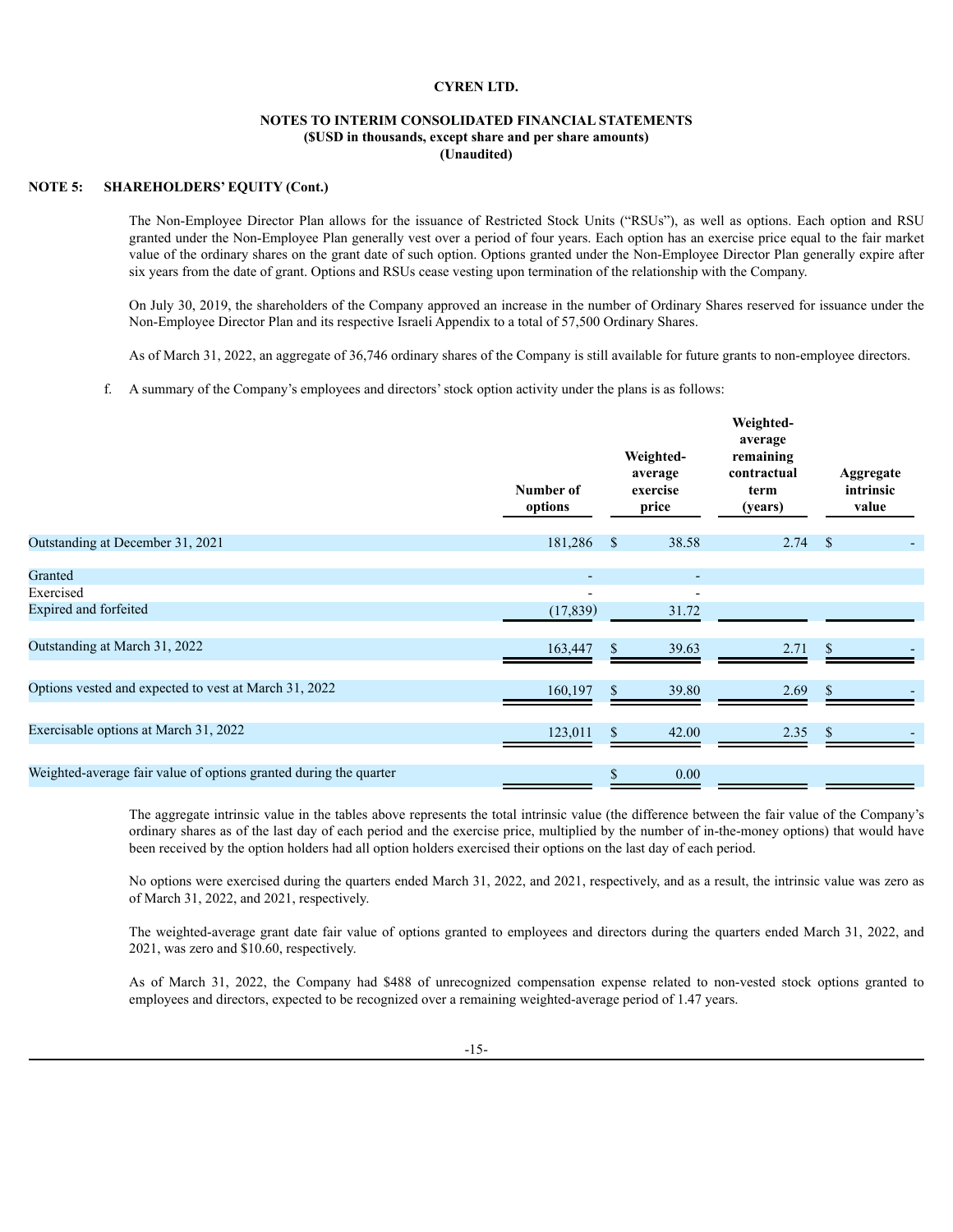**CYREN LTD.**

**NOTES TO INTERIM CONSOLIDATED FINANCIAL STATEMENTS**
**($USD in thousands, except share and per share amounts)**
**(Unaudited)**

**NOTE 5: SHAREHOLDERS' EQUITY (Cont.)**

The Non-Employee Director Plan allows for the issuance of Restricted Stock Units ("RSUs"), as well as options. Each option and RSU granted under the Non-Employee Plan generally vest over a period of four years. Each option has an exercise price equal to the fair market value of the ordinary shares on the grant date of such option. Options granted under the Non-Employee Director Plan generally expire after six years from the date of grant. Options and RSUs cease vesting upon termination of the relationship with the Company.

On July 30, 2019, the shareholders of the Company approved an increase in the number of Ordinary Shares reserved for issuance under the Non-Employee Director Plan and its respective Israeli Appendix to a total of 57,500 Ordinary Shares.

As of March 31, 2022, an aggregate of 36,746 ordinary shares of the Company is still available for future grants to non-employee directors.

f. A summary of the Company's employees and directors' stock option activity under the plans is as follows:

| | Number of options | Weighted-average exercise price | Weighted-average remaining contractual term (years) | Aggregate intrinsic value |
|---|---|---|---|---|
| Outstanding at December 31, 2021 | 181,286 | $ 38.58 | 2.74 | $ - |
| Granted | - | - | | |
| Exercised | - | - | | |
| Expired and forfeited | (17,839) | 31.72 | | |
| Outstanding at March 31, 2022 | 163,447 | $ 39.63 | 2.71 | $ - |
| Options vested and expected to vest at March 31, 2022 | 160,197 | $ 39.80 | 2.69 | $ - |
| Exercisable options at March 31, 2022 | 123,011 | $ 42.00 | 2.35 | $ - |
| Weighted-average fair value of options granted during the quarter | | $ 0.00 | | |

The aggregate intrinsic value in the tables above represents the total intrinsic value (the difference between the fair value of the Company's ordinary shares as of the last day of each period and the exercise price, multiplied by the number of in-the-money options) that would have been received by the option holders had all option holders exercised their options on the last day of each period.

No options were exercised during the quarters ended March 31, 2022, and 2021, respectively, and as a result, the intrinsic value was zero as of March 31, 2022, and 2021, respectively.

The weighted-average grant date fair value of options granted to employees and directors during the quarters ended March 31, 2022, and 2021, was zero and $10.60, respectively.

As of March 31, 2022, the Company had $488 of unrecognized compensation expense related to non-vested stock options granted to employees and directors, expected to be recognized over a remaining weighted-average period of 1.47 years.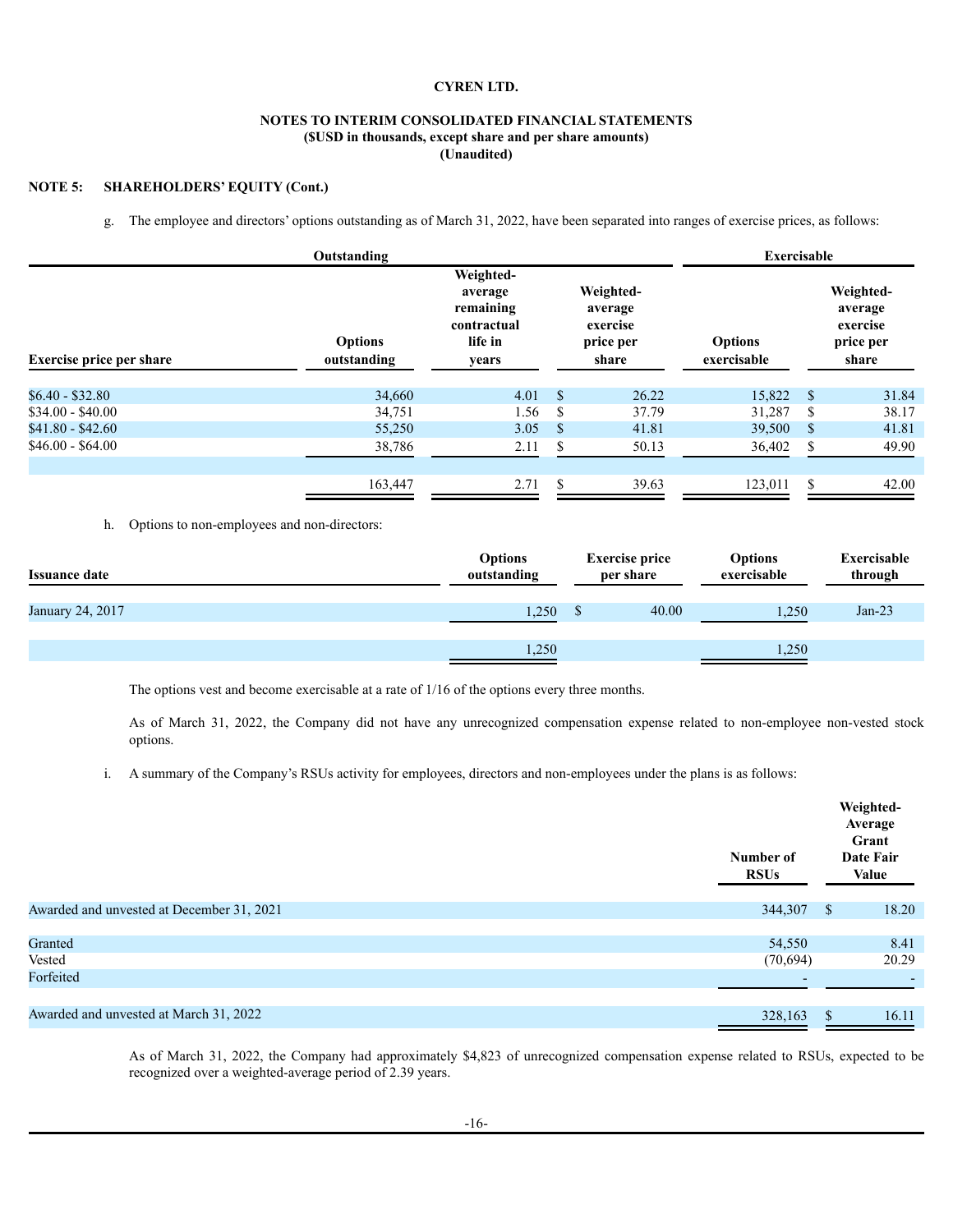**CYREN LTD.**

**NOTES TO INTERIM CONSOLIDATED FINANCIAL STATEMENTS**
**($USD in thousands, except share and per share amounts)**
**(Unaudited)**

**NOTE 5: SHAREHOLDERS' EQUITY (Cont.)**

g. The employee and directors' options outstanding as of March 31, 2022, have been separated into ranges of exercise prices, as follows:

| | Outstanding | | | Exercisable | |
|---|---|---|---|---|---|
| **Exercise price per share** | **Options outstanding** | **Weighted-average remaining contractual life in years** | **Weighted-average exercise price per share** | **Options exercisable** | **Weighted-average exercise price per share** |
| \$6.40 - \$32.80 | 34,660 | 4.01 | \$ 26.22 | 15,822 | \$ 31.84 |
| \$34.00 - \$40.00 | 34,751 | 1.56 | \$ 37.79 | 31,287 | \$ 38.17 |
| \$41.80 - \$42.60 | 55,250 | 3.05 | \$ 41.81 | 39,500 | \$ 41.81 |
| \$46.00 - \$64.00 | 38,786 | 2.11 | \$ 50.13 | 36,402 | \$ 49.90 |
| | 163,447 | 2.71 | \$ 39.63 | 123,011 | \$ 42.00 |

h. Options to non-employees and non-directors:

| Issuance date | Options outstanding | Exercise price per share | Options exercisable | Exercisable through |
|---|---|---|---|---|
| January 24, 2017 | 1,250 | \$ 40.00 | 1,250 | Jan-23 |
| | 1,250 | | 1,250 | |

The options vest and become exercisable at a rate of 1/16 of the options every three months.

As of March 31, 2022, the Company did not have any unrecognized compensation expense related to non-employee non-vested stock options.

i. A summary of the Company's RSUs activity for employees, directors and non-employees under the plans is as follows:

| | Number of RSUs | Weighted-Average Grant Date Fair Value |
|---|---|---|
| Awarded and unvested at December 31, 2021 | 344,307 | \$ 18.20 |
| Granted | 54,550 | 8.41 |
| Vested | (70,694) | 20.29 |
| Forfeited | - | - |
| Awarded and unvested at March 31, 2022 | 328,163 | \$ 16.11 |

As of March 31, 2022, the Company had approximately \$4,823 of unrecognized compensation expense related to RSUs, expected to be recognized over a weighted-average period of 2.39 years.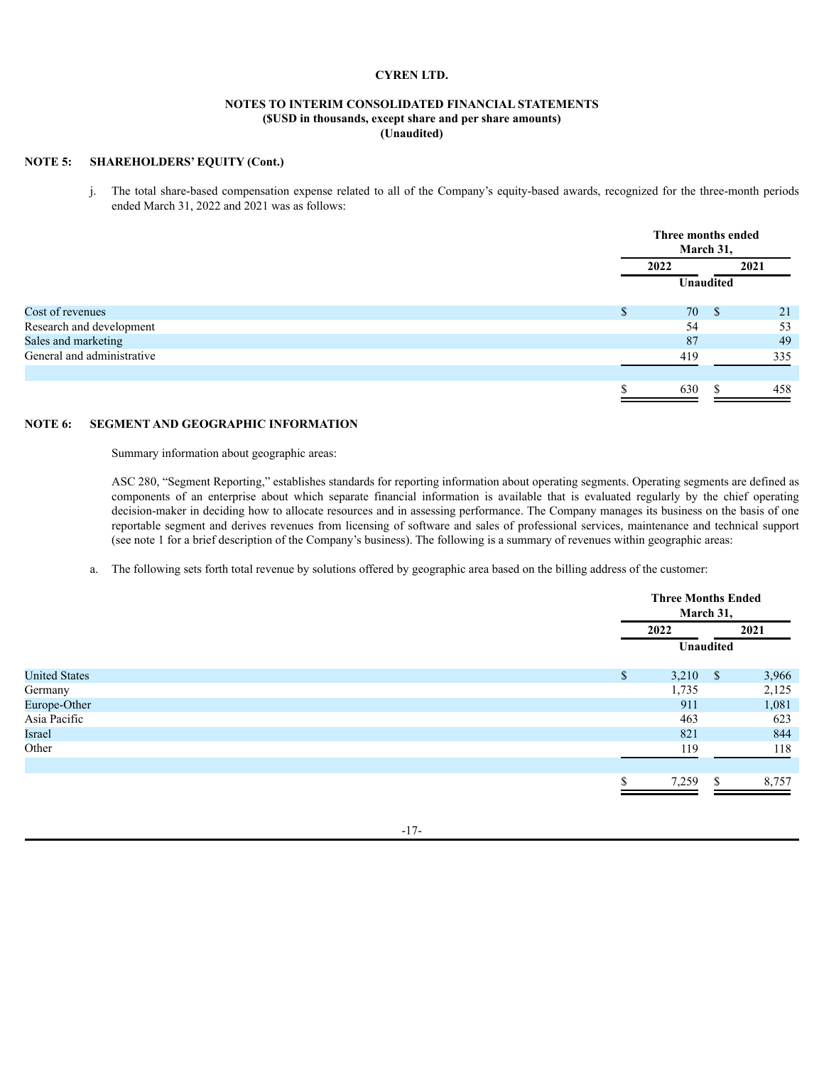**CYREN LTD.**

**NOTES TO INTERIM CONSOLIDATED FINANCIAL STATEMENTS**
**($USD in thousands, except share and per share amounts)**
**(Unaudited)**

**NOTE 5: SHAREHOLDERS' EQUITY (Cont.)**

j. The total share-based compensation expense related to all of the Company's equity-based awards, recognized for the three-month periods ended March 31, 2022 and 2021 was as follows:

| | Three months ended March 31, | |
|---|---|---|
| | 2022 | 2021 |
| | Unaudited | |
| Cost of revenues | $ 70 | $ 21 |
| Research and development | 54 | 53 |
| Sales and marketing | 87 | 49 |
| General and administrative | 419 | 335 |
| | $ 630 | $ 458 |

**NOTE 6: SEGMENT AND GEOGRAPHIC INFORMATION**

Summary information about geographic areas:

ASC 280, "Segment Reporting," establishes standards for reporting information about operating segments. Operating segments are defined as components of an enterprise about which separate financial information is available that is evaluated regularly by the chief operating decision-maker in deciding how to allocate resources and in assessing performance. The Company manages its business on the basis of one reportable segment and derives revenues from licensing of software and sales of professional services, maintenance and technical support (see note 1 for a brief description of the Company's business). The following is a summary of revenues within geographic areas:

a. The following sets forth total revenue by solutions offered by geographic area based on the billing address of the customer:

| | Three Months Ended March 31, | |
|---|---|---|
| | 2022 | 2021 |
| | Unaudited | |
| United States | $ 3,210 | $ 3,966 |
| Germany | 1,735 | 2,125 |
| Europe-Other | 911 | 1,081 |
| Asia Pacific | 463 | 623 |
| Israel | 821 | 844 |
| Other | 119 | 118 |
| | $ 7,259 | $ 8,757 |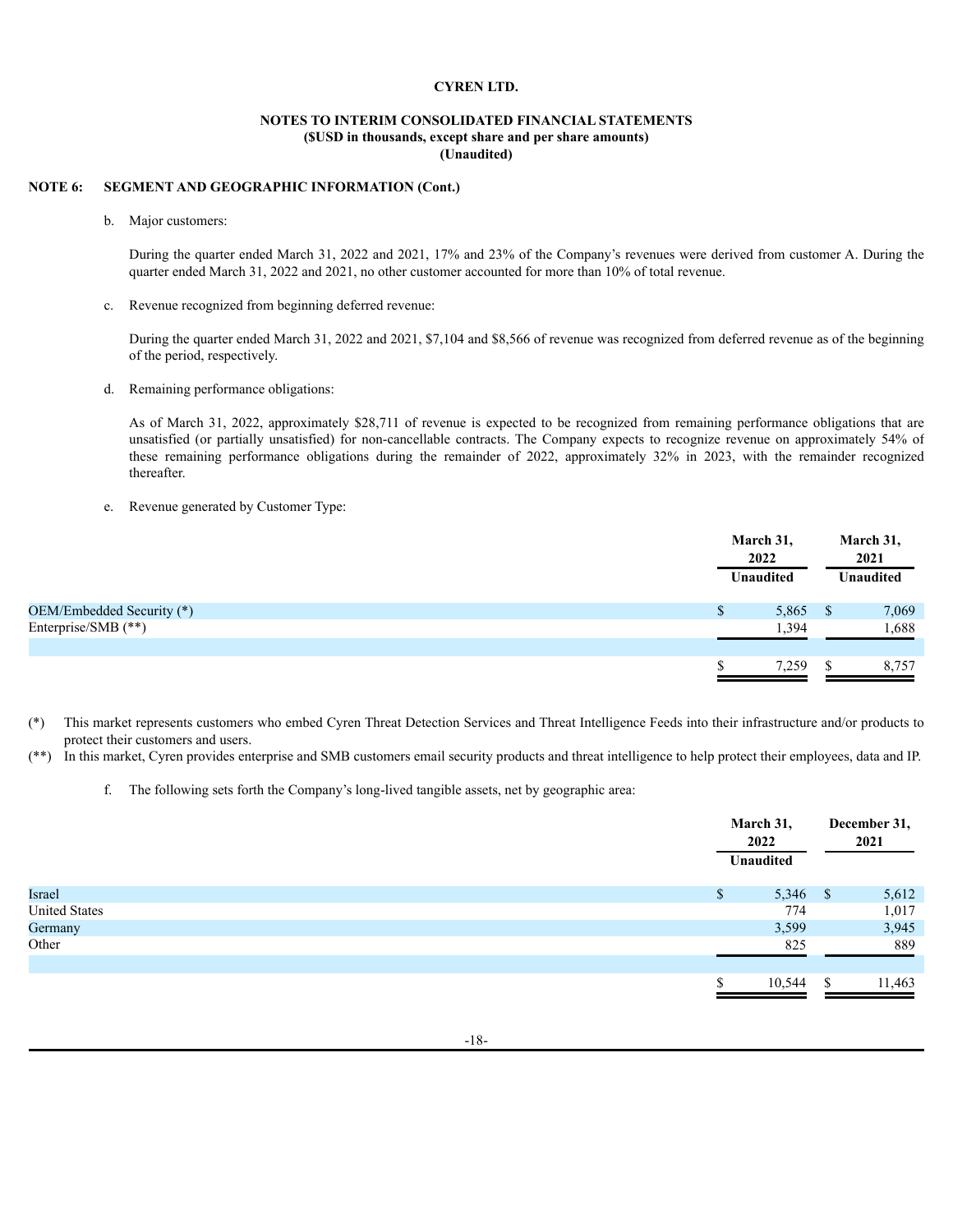**CYREN LTD.**

**NOTES TO INTERIM CONSOLIDATED FINANCIAL STATEMENTS**
**($USD in thousands, except share and per share amounts)**
**(Unaudited)**

**NOTE 6: SEGMENT AND GEOGRAPHIC INFORMATION (Cont.)**

b. Major customers:

During the quarter ended March 31, 2022 and 2021, 17% and 23% of the Company's revenues were derived from customer A. During the quarter ended March 31, 2022 and 2021, no other customer accounted for more than 10% of total revenue.

c. Revenue recognized from beginning deferred revenue:

During the quarter ended March 31, 2022 and 2021, $7,104 and $8,566 of revenue was recognized from deferred revenue as of the beginning of the period, respectively.

d. Remaining performance obligations:

As of March 31, 2022, approximately $28,711 of revenue is expected to be recognized from remaining performance obligations that are unsatisfied (or partially unsatisfied) for non-cancellable contracts. The Company expects to recognize revenue on approximately 54% of these remaining performance obligations during the remainder of 2022, approximately 32% in 2023, with the remainder recognized thereafter.

e. Revenue generated by Customer Type:

| | March 31, 2022 Unaudited | March 31, 2021 Unaudited |
|---|---|---|
| OEM/Embedded Security (*) | $ 5,865 | $ 7,069 |
| Enterprise/SMB (**) | 1,394 | 1,688 |
| | $ 7,259 | $ 8,757 |

(*) This market represents customers who embed Cyren Threat Detection Services and Threat Intelligence Feeds into their infrastructure and/or products to protect their customers and users.

(**) In this market, Cyren provides enterprise and SMB customers email security products and threat intelligence to help protect their employees, data and IP.

f. The following sets forth the Company's long-lived tangible assets, net by geographic area:

| | March 31, 2022 Unaudited | December 31, 2021 |
|---|---|---|
| Israel | $ 5,346 | $ 5,612 |
| United States | 774 | 1,017 |
| Germany | 3,599 | 3,945 |
| Other | 825 | 889 |
| | $ 10,544 | $ 11,463 |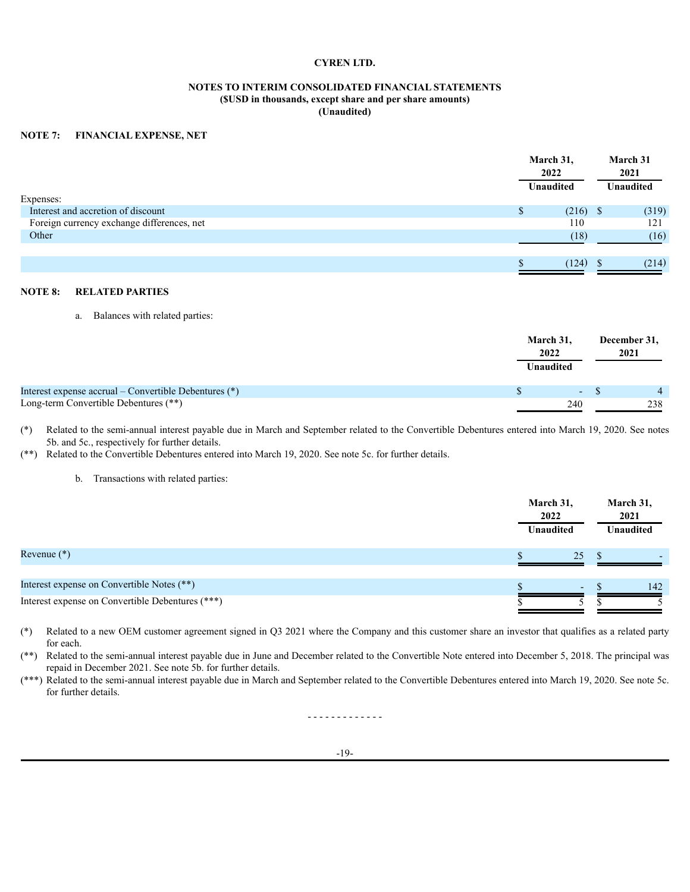**CYREN LTD.**

**NOTES TO INTERIM CONSOLIDATED FINANCIAL STATEMENTS**
**($USD in thousands, except share and per share amounts)**
**(Unaudited)**

## NOTE 7: FINANCIAL EXPENSE, NET

| | March 31, 2022 Unaudited | March 31 2021 Unaudited |
|---|---|---|
| Expenses: | | |
| Interest and accretion of discount | $ (216) | $ (319) |
| Foreign currency exchange differences, net | 110 | 121 |
| Other | (18) | (16) |
| | $ (124) | $ (214) |

## NOTE 8: RELATED PARTIES

a. Balances with related parties:

| | March 31, 2022 Unaudited | December 31, 2021 |
|---|---|---|
| Interest expense accrual – Convertible Debentures (*) | $ - | $ 4 |
| Long-term Convertible Debentures (**) | 240 | 238 |

(*) Related to the semi-annual interest payable due in March and September related to the Convertible Debentures entered into March 19, 2020. See notes 5b. and 5c., respectively for further details.

(**) Related to the Convertible Debentures entered into March 19, 2020. See note 5c. for further details.

b. Transactions with related parties:

| | March 31, 2022 Unaudited | March 31, 2021 Unaudited |
|---|---|---|
| Revenue (*) | $ 25 | $ - |
| Interest expense on Convertible Notes (**) | $ - | $ 142 |
| Interest expense on Convertible Debentures (***) | $ 5 | $ 5 |

(*) Related to a new OEM customer agreement signed in Q3 2021 where the Company and this customer share an investor that qualifies as a related party for each.

(**) Related to the semi-annual interest payable due in June and December related to the Convertible Note entered into December 5, 2018. The principal was repaid in December 2021. See note 5b. for further details.

(***) Related to the semi-annual interest payable due in March and September related to the Convertible Debentures entered into March 19, 2020. See note 5c. for further details.

- - - - - - - - - - - - -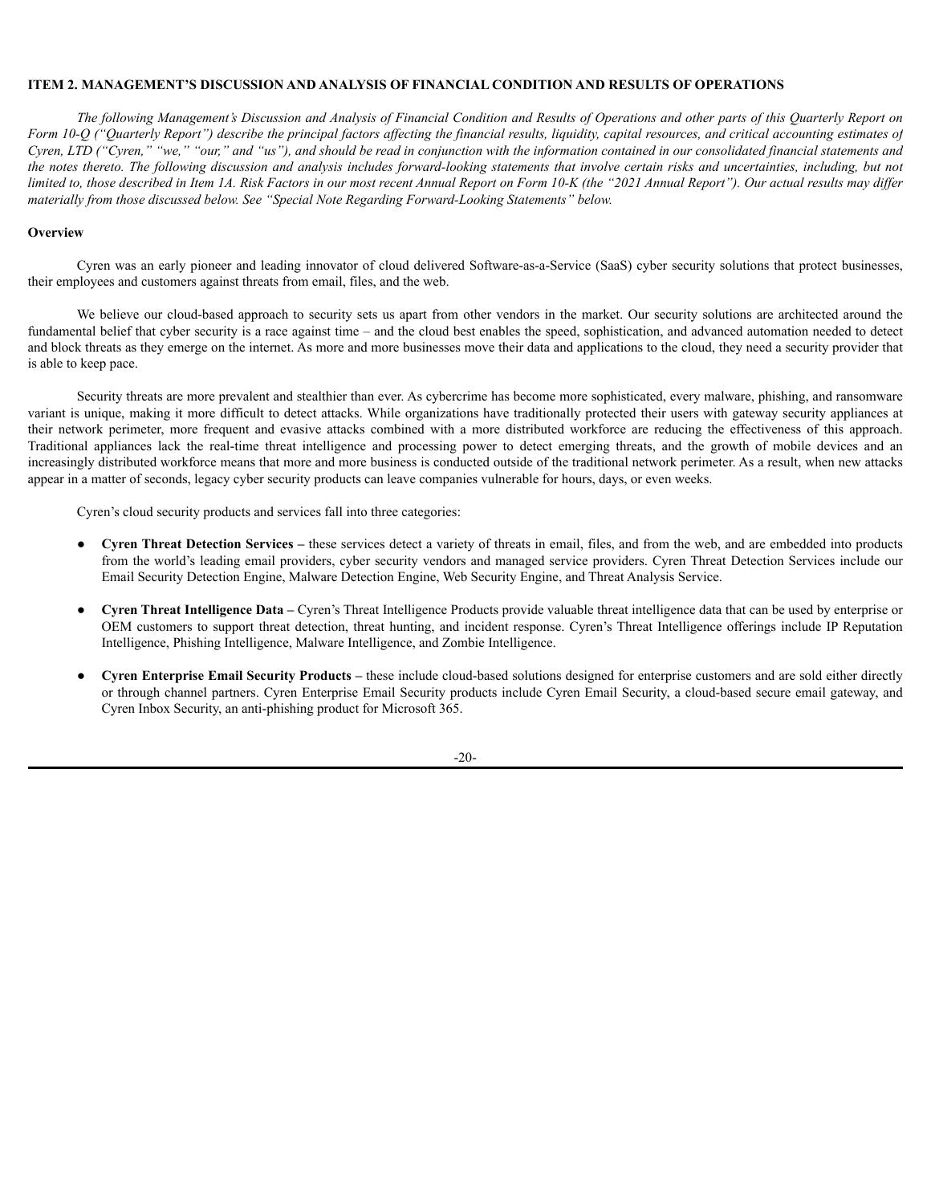## ITEM 2. MANAGEMENT'S DISCUSSION AND ANALYSIS OF FINANCIAL CONDITION AND RESULTS OF OPERATIONS

*The following Management's Discussion and Analysis of Financial Condition and Results of Operations and other parts of this Quarterly Report on Form 10-Q ("Quarterly Report") describe the principal factors affecting the financial results, liquidity, capital resources, and critical accounting estimates of Cyren, LTD ("Cyren," "we," "our," and "us"), and should be read in conjunction with the information contained in our consolidated financial statements and the notes thereto. The following discussion and analysis includes forward-looking statements that involve certain risks and uncertainties, including, but not limited to, those described in Item 1A. Risk Factors in our most recent Annual Report on Form 10-K (the "2021 Annual Report"). Our actual results may differ materially from those discussed below. See "Special Note Regarding Forward-Looking Statements" below.*

### Overview

Cyren was an early pioneer and leading innovator of cloud delivered Software-as-a-Service (SaaS) cyber security solutions that protect businesses, their employees and customers against threats from email, files, and the web.

We believe our cloud-based approach to security sets us apart from other vendors in the market. Our security solutions are architected around the fundamental belief that cyber security is a race against time – and the cloud best enables the speed, sophistication, and advanced automation needed to detect and block threats as they emerge on the internet. As more and more businesses move their data and applications to the cloud, they need a security provider that is able to keep pace.

Security threats are more prevalent and stealthier than ever. As cybercrime has become more sophisticated, every malware, phishing, and ransomware variant is unique, making it more difficult to detect attacks. While organizations have traditionally protected their users with gateway security appliances at their network perimeter, more frequent and evasive attacks combined with a more distributed workforce are reducing the effectiveness of this approach. Traditional appliances lack the real-time threat intelligence and processing power to detect emerging threats, and the growth of mobile devices and an increasingly distributed workforce means that more and more business is conducted outside of the traditional network perimeter. As a result, when new attacks appear in a matter of seconds, legacy cyber security products can leave companies vulnerable for hours, days, or even weeks.

Cyren's cloud security products and services fall into three categories:

- **Cyren Threat Detection Services –** these services detect a variety of threats in email, files, and from the web, and are embedded into products from the world's leading email providers, cyber security vendors and managed service providers. Cyren Threat Detection Services include our Email Security Detection Engine, Malware Detection Engine, Web Security Engine, and Threat Analysis Service.
- **Cyren Threat Intelligence Data –** Cyren's Threat Intelligence Products provide valuable threat intelligence data that can be used by enterprise or OEM customers to support threat detection, threat hunting, and incident response. Cyren's Threat Intelligence offerings include IP Reputation Intelligence, Phishing Intelligence, Malware Intelligence, and Zombie Intelligence.
- **Cyren Enterprise Email Security Products –** these include cloud-based solutions designed for enterprise customers and are sold either directly or through channel partners. Cyren Enterprise Email Security products include Cyren Email Security, a cloud-based secure email gateway, and Cyren Inbox Security, an anti-phishing product for Microsoft 365.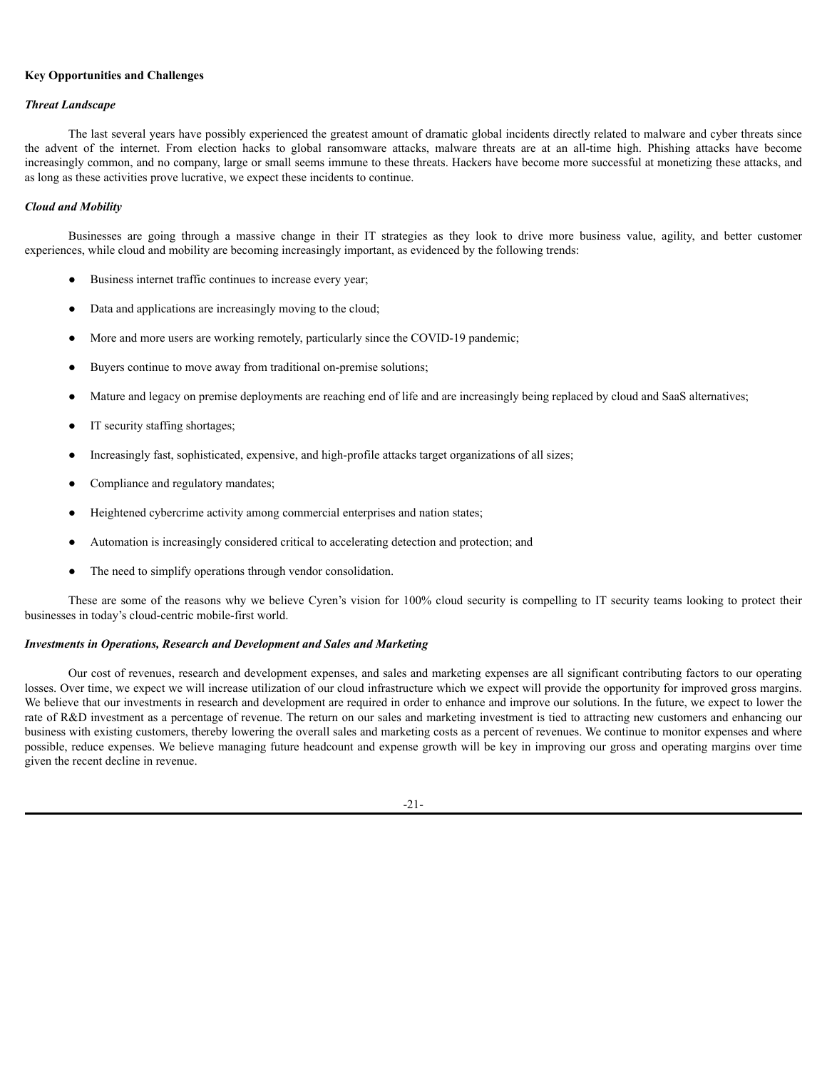**Key Opportunities and Challenges**

***Threat Landscape***

The last several years have possibly experienced the greatest amount of dramatic global incidents directly related to malware and cyber threats since the advent of the internet. From election hacks to global ransomware attacks, malware threats are at an all-time high. Phishing attacks have become increasingly common, and no company, large or small seems immune to these threats. Hackers have become more successful at monetizing these attacks, and as long as these activities prove lucrative, we expect these incidents to continue.

***Cloud and Mobility***

Businesses are going through a massive change in their IT strategies as they look to drive more business value, agility, and better customer experiences, while cloud and mobility are becoming increasingly important, as evidenced by the following trends:

- Business internet traffic continues to increase every year;
- Data and applications are increasingly moving to the cloud;
- More and more users are working remotely, particularly since the COVID-19 pandemic;
- Buyers continue to move away from traditional on-premise solutions;
- Mature and legacy on premise deployments are reaching end of life and are increasingly being replaced by cloud and SaaS alternatives;
- IT security staffing shortages;
- Increasingly fast, sophisticated, expensive, and high-profile attacks target organizations of all sizes;
- Compliance and regulatory mandates;
- Heightened cybercrime activity among commercial enterprises and nation states;
- Automation is increasingly considered critical to accelerating detection and protection; and
- The need to simplify operations through vendor consolidation.

These are some of the reasons why we believe Cyren's vision for 100% cloud security is compelling to IT security teams looking to protect their businesses in today's cloud-centric mobile-first world.

***Investments in Operations, Research and Development and Sales and Marketing***

Our cost of revenues, research and development expenses, and sales and marketing expenses are all significant contributing factors to our operating losses. Over time, we expect we will increase utilization of our cloud infrastructure which we expect will provide the opportunity for improved gross margins. We believe that our investments in research and development are required in order to enhance and improve our solutions. In the future, we expect to lower the rate of R&D investment as a percentage of revenue. The return on our sales and marketing investment is tied to attracting new customers and enhancing our business with existing customers, thereby lowering the overall sales and marketing costs as a percent of revenues. We continue to monitor expenses and where possible, reduce expenses. We believe managing future headcount and expense growth will be key in improving our gross and operating margins over time given the recent decline in revenue.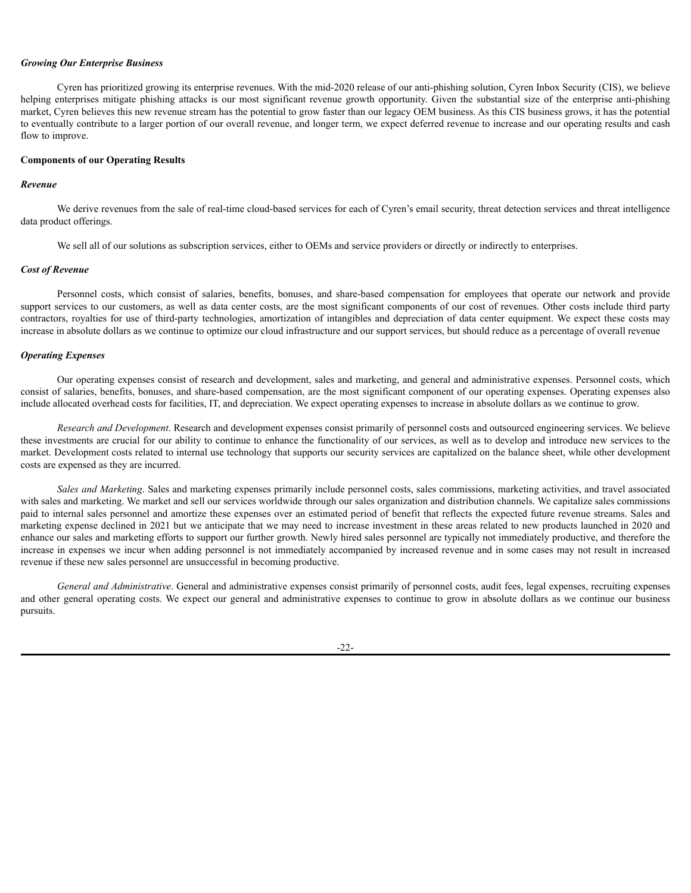### *Growing Our Enterprise Business*

Cyren has prioritized growing its enterprise revenues. With the mid-2020 release of our anti-phishing solution, Cyren Inbox Security (CIS), we believe helping enterprises mitigate phishing attacks is our most significant revenue growth opportunity. Given the substantial size of the enterprise anti-phishing market, Cyren believes this new revenue stream has the potential to grow faster than our legacy OEM business. As this CIS business grows, it has the potential to eventually contribute to a larger portion of our overall revenue, and longer term, we expect deferred revenue to increase and our operating results and cash flow to improve.

## Components of our Operating Results

### *Revenue*

We derive revenues from the sale of real-time cloud-based services for each of Cyren's email security, threat detection services and threat intelligence data product offerings.

We sell all of our solutions as subscription services, either to OEMs and service providers or directly or indirectly to enterprises.

### *Cost of Revenue*

Personnel costs, which consist of salaries, benefits, bonuses, and share-based compensation for employees that operate our network and provide support services to our customers, as well as data center costs, are the most significant components of our cost of revenues. Other costs include third party contractors, royalties for use of third-party technologies, amortization of intangibles and depreciation of data center equipment. We expect these costs may increase in absolute dollars as we continue to optimize our cloud infrastructure and our support services, but should reduce as a percentage of overall revenue

### *Operating Expenses*

Our operating expenses consist of research and development, sales and marketing, and general and administrative expenses. Personnel costs, which consist of salaries, benefits, bonuses, and share-based compensation, are the most significant component of our operating expenses. Operating expenses also include allocated overhead costs for facilities, IT, and depreciation. We expect operating expenses to increase in absolute dollars as we continue to grow.

*Research and Development*. Research and development expenses consist primarily of personnel costs and outsourced engineering services. We believe these investments are crucial for our ability to continue to enhance the functionality of our services, as well as to develop and introduce new services to the market. Development costs related to internal use technology that supports our security services are capitalized on the balance sheet, while other development costs are expensed as they are incurred.

*Sales and Marketing*. Sales and marketing expenses primarily include personnel costs, sales commissions, marketing activities, and travel associated with sales and marketing. We market and sell our services worldwide through our sales organization and distribution channels. We capitalize sales commissions paid to internal sales personnel and amortize these expenses over an estimated period of benefit that reflects the expected future revenue streams. Sales and marketing expense declined in 2021 but we anticipate that we may need to increase investment in these areas related to new products launched in 2020 and enhance our sales and marketing efforts to support our further growth. Newly hired sales personnel are typically not immediately productive, and therefore the increase in expenses we incur when adding personnel is not immediately accompanied by increased revenue and in some cases may not result in increased revenue if these new sales personnel are unsuccessful in becoming productive.

*General and Administrative*. General and administrative expenses consist primarily of personnel costs, audit fees, legal expenses, recruiting expenses and other general operating costs. We expect our general and administrative expenses to continue to grow in absolute dollars as we continue our business pursuits.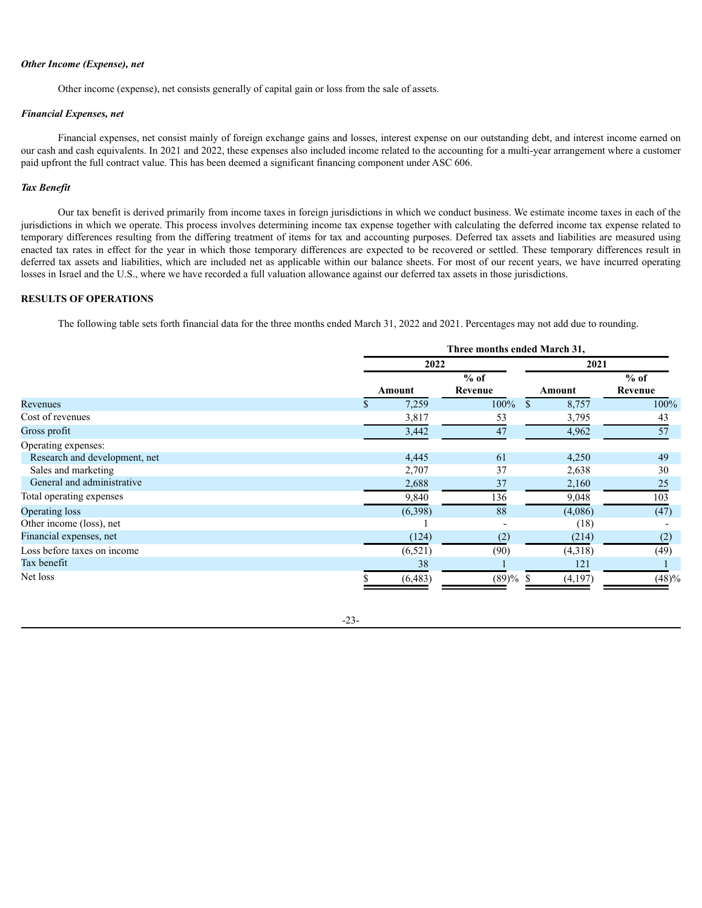***Other Income (Expense), net***

Other income (expense), net consists generally of capital gain or loss from the sale of assets.

***Financial Expenses, net***

Financial expenses, net consist mainly of foreign exchange gains and losses, interest expense on our outstanding debt, and interest income earned on our cash and cash equivalents. In 2021 and 2022, these expenses also included income related to the accounting for a multi-year arrangement where a customer paid upfront the full contract value. This has been deemed a significant financing component under ASC 606.

***Tax Benefit***

Our tax benefit is derived primarily from income taxes in foreign jurisdictions in which we conduct business. We estimate income taxes in each of the jurisdictions in which we operate. This process involves determining income tax expense together with calculating the deferred income tax expense related to temporary differences resulting from the differing treatment of items for tax and accounting purposes. Deferred tax assets and liabilities are measured using enacted tax rates in effect for the year in which those temporary differences are expected to be recovered or settled. These temporary differences result in deferred tax assets and liabilities, which are included net as applicable within our balance sheets. For most of our recent years, we have incurred operating losses in Israel and the U.S., where we have recorded a full valuation allowance against our deferred tax assets in those jurisdictions.

**RESULTS OF OPERATIONS**

The following table sets forth financial data for the three months ended March 31, 2022 and 2021. Percentages may not add due to rounding.

| | Three months ended March 31, | | | |
|---|---|---|---|---|
| | 2022 | | 2021 | |
| | Amount | % of Revenue | Amount | % of Revenue |
| Revenues | $ 7,259 | 100% | $ 8,757 | 100% |
| Cost of revenues | 3,817 | 53 | 3,795 | 43 |
| Gross profit | 3,442 | 47 | 4,962 | 57 |
| Operating expenses: | | | | |
| Research and development, net | 4,445 | 61 | 4,250 | 49 |
| Sales and marketing | 2,707 | 37 | 2,638 | 30 |
| General and administrative | 2,688 | 37 | 2,160 | 25 |
| Total operating expenses | 9,840 | 136 | 9,048 | 103 |
| Operating loss | (6,398) | 88 | (4,086) | (47) |
| Other income (loss), net | 1 | - | (18) | - |
| Financial expenses, net | (124) | (2) | (214) | (2) |
| Loss before taxes on income | (6,521) | (90) | (4,318) | (49) |
| Tax benefit | 38 | 1 | 121 | 1 |
| Net loss | $ (6,483) | (89)% | $ (4,197) | (48)% |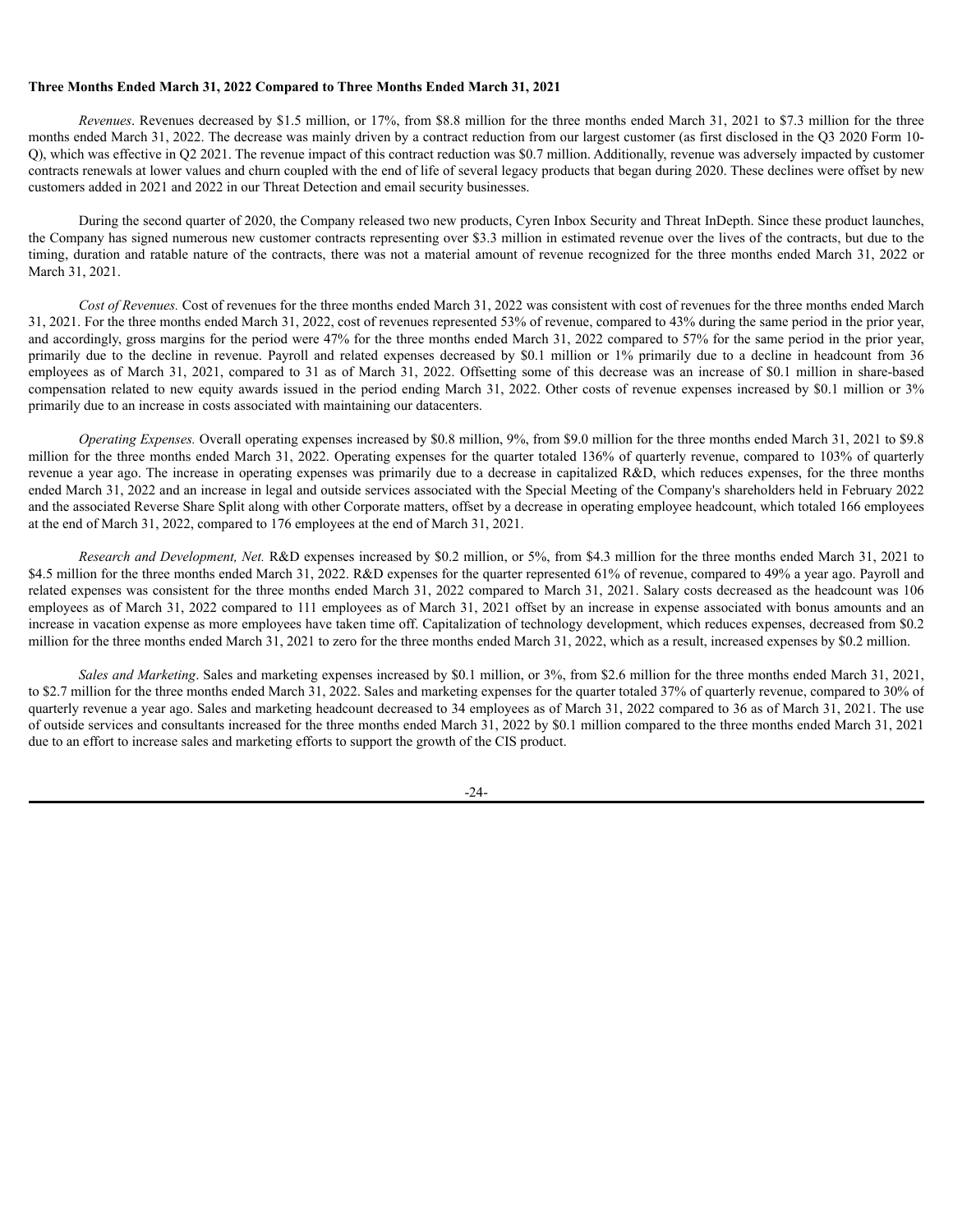**Three Months Ended March 31, 2022 Compared to Three Months Ended March 31, 2021**

*Revenues*. Revenues decreased by $1.5 million, or 17%, from $8.8 million for the three months ended March 31, 2021 to $7.3 million for the three months ended March 31, 2022. The decrease was mainly driven by a contract reduction from our largest customer (as first disclosed in the Q3 2020 Form 10-Q), which was effective in Q2 2021. The revenue impact of this contract reduction was $0.7 million. Additionally, revenue was adversely impacted by customer contracts renewals at lower values and churn coupled with the end of life of several legacy products that began during 2020. These declines were offset by new customers added in 2021 and 2022 in our Threat Detection and email security businesses.

During the second quarter of 2020, the Company released two new products, Cyren Inbox Security and Threat InDepth. Since these product launches, the Company has signed numerous new customer contracts representing over $3.3 million in estimated revenue over the lives of the contracts, but due to the timing, duration and ratable nature of the contracts, there was not a material amount of revenue recognized for the three months ended March 31, 2022 or March 31, 2021.

*Cost of Revenues.* Cost of revenues for the three months ended March 31, 2022 was consistent with cost of revenues for the three months ended March 31, 2021. For the three months ended March 31, 2022, cost of revenues represented 53% of revenue, compared to 43% during the same period in the prior year, and accordingly, gross margins for the period were 47% for the three months ended March 31, 2022 compared to 57% for the same period in the prior year, primarily due to the decline in revenue. Payroll and related expenses decreased by $0.1 million or 1% primarily due to a decline in headcount from 36 employees as of March 31, 2021, compared to 31 as of March 31, 2022. Offsetting some of this decrease was an increase of $0.1 million in share-based compensation related to new equity awards issued in the period ending March 31, 2022. Other costs of revenue expenses increased by $0.1 million or 3% primarily due to an increase in costs associated with maintaining our datacenters.

*Operating Expenses.* Overall operating expenses increased by $0.8 million, 9%, from $9.0 million for the three months ended March 31, 2021 to $9.8 million for the three months ended March 31, 2022. Operating expenses for the quarter totaled 136% of quarterly revenue, compared to 103% of quarterly revenue a year ago. The increase in operating expenses was primarily due to a decrease in capitalized R&D, which reduces expenses, for the three months ended March 31, 2022 and an increase in legal and outside services associated with the Special Meeting of the Company's shareholders held in February 2022 and the associated Reverse Share Split along with other Corporate matters, offset by a decrease in operating employee headcount, which totaled 166 employees at the end of March 31, 2022, compared to 176 employees at the end of March 31, 2021.

*Research and Development, Net.* R&D expenses increased by $0.2 million, or 5%, from $4.3 million for the three months ended March 31, 2021 to $4.5 million for the three months ended March 31, 2022. R&D expenses for the quarter represented 61% of revenue, compared to 49% a year ago. Payroll and related expenses was consistent for the three months ended March 31, 2022 compared to March 31, 2021. Salary costs decreased as the headcount was 106 employees as of March 31, 2022 compared to 111 employees as of March 31, 2021 offset by an increase in expense associated with bonus amounts and an increase in vacation expense as more employees have taken time off. Capitalization of technology development, which reduces expenses, decreased from $0.2 million for the three months ended March 31, 2021 to zero for the three months ended March 31, 2022, which as a result, increased expenses by $0.2 million.

*Sales and Marketing*. Sales and marketing expenses increased by $0.1 million, or 3%, from $2.6 million for the three months ended March 31, 2021, to $2.7 million for the three months ended March 31, 2022. Sales and marketing expenses for the quarter totaled 37% of quarterly revenue, compared to 30% of quarterly revenue a year ago. Sales and marketing headcount decreased to 34 employees as of March 31, 2022 compared to 36 as of March 31, 2021. The use of outside services and consultants increased for the three months ended March 31, 2022 by $0.1 million compared to the three months ended March 31, 2021 due to an effort to increase sales and marketing efforts to support the growth of the CIS product.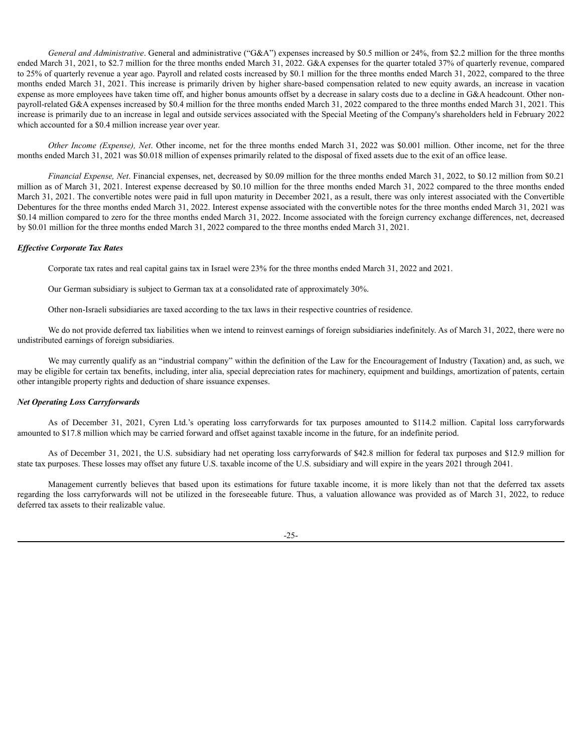*General and Administrative*. General and administrative ("G&A") expenses increased by $0.5 million or 24%, from $2.2 million for the three months ended March 31, 2021, to $2.7 million for the three months ended March 31, 2022. G&A expenses for the quarter totaled 37% of quarterly revenue, compared to 25% of quarterly revenue a year ago. Payroll and related costs increased by $0.1 million for the three months ended March 31, 2022, compared to the three months ended March 31, 2021. This increase is primarily driven by higher share-based compensation related to new equity awards, an increase in vacation expense as more employees have taken time off, and higher bonus amounts offset by a decrease in salary costs due to a decline in G&A headcount. Other non-payroll-related G&A expenses increased by $0.4 million for the three months ended March 31, 2022 compared to the three months ended March 31, 2021. This increase is primarily due to an increase in legal and outside services associated with the Special Meeting of the Company's shareholders held in February 2022 which accounted for a $0.4 million increase year over year.

*Other Income (Expense), Net*. Other income, net for the three months ended March 31, 2022 was $0.001 million. Other income, net for the three months ended March 31, 2021 was $0.018 million of expenses primarily related to the disposal of fixed assets due to the exit of an office lease.

*Financial Expense, Net*. Financial expenses, net, decreased by $0.09 million for the three months ended March 31, 2022, to $0.12 million from $0.21 million as of March 31, 2021. Interest expense decreased by $0.10 million for the three months ended March 31, 2022 compared to the three months ended March 31, 2021. The convertible notes were paid in full upon maturity in December 2021, as a result, there was only interest associated with the Convertible Debentures for the three months ended March 31, 2022. Interest expense associated with the convertible notes for the three months ended March 31, 2021 was $0.14 million compared to zero for the three months ended March 31, 2022. Income associated with the foreign currency exchange differences, net, decreased by $0.01 million for the three months ended March 31, 2022 compared to the three months ended March 31, 2021.

***Effective Corporate Tax Rates***

Corporate tax rates and real capital gains tax in Israel were 23% for the three months ended March 31, 2022 and 2021.

Our German subsidiary is subject to German tax at a consolidated rate of approximately 30%.

Other non-Israeli subsidiaries are taxed according to the tax laws in their respective countries of residence.

We do not provide deferred tax liabilities when we intend to reinvest earnings of foreign subsidiaries indefinitely. As of March 31, 2022, there were no undistributed earnings of foreign subsidiaries.

We may currently qualify as an "industrial company" within the definition of the Law for the Encouragement of Industry (Taxation) and, as such, we may be eligible for certain tax benefits, including, inter alia, special depreciation rates for machinery, equipment and buildings, amortization of patents, certain other intangible property rights and deduction of share issuance expenses.

***Net Operating Loss Carryforwards***

As of December 31, 2021, Cyren Ltd.'s operating loss carryforwards for tax purposes amounted to $114.2 million. Capital loss carryforwards amounted to $17.8 million which may be carried forward and offset against taxable income in the future, for an indefinite period.

As of December 31, 2021, the U.S. subsidiary had net operating loss carryforwards of $42.8 million for federal tax purposes and $12.9 million for state tax purposes. These losses may offset any future U.S. taxable income of the U.S. subsidiary and will expire in the years 2021 through 2041.

Management currently believes that based upon its estimations for future taxable income, it is more likely than not that the deferred tax assets regarding the loss carryforwards will not be utilized in the foreseeable future. Thus, a valuation allowance was provided as of March 31, 2022, to reduce deferred tax assets to their realizable value.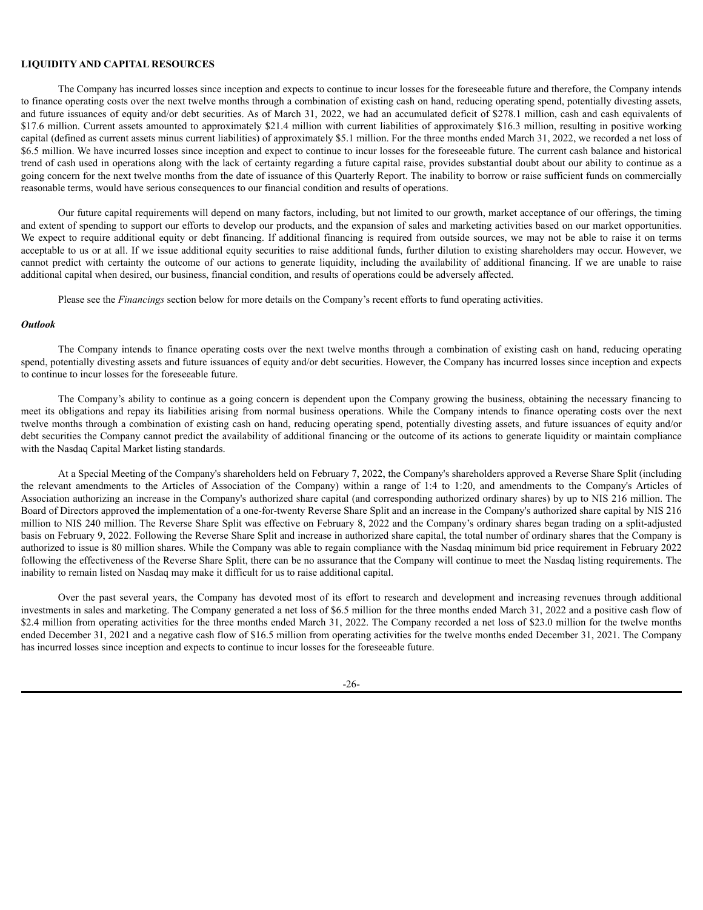**LIQUIDITY AND CAPITAL RESOURCES**

The Company has incurred losses since inception and expects to continue to incur losses for the foreseeable future and therefore, the Company intends to finance operating costs over the next twelve months through a combination of existing cash on hand, reducing operating spend, potentially divesting assets, and future issuances of equity and/or debt securities. As of March 31, 2022, we had an accumulated deficit of $278.1 million, cash and cash equivalents of $17.6 million. Current assets amounted to approximately $21.4 million with current liabilities of approximately $16.3 million, resulting in positive working capital (defined as current assets minus current liabilities) of approximately $5.1 million. For the three months ended March 31, 2022, we recorded a net loss of $6.5 million. We have incurred losses since inception and expect to continue to incur losses for the foreseeable future. The current cash balance and historical trend of cash used in operations along with the lack of certainty regarding a future capital raise, provides substantial doubt about our ability to continue as a going concern for the next twelve months from the date of issuance of this Quarterly Report. The inability to borrow or raise sufficient funds on commercially reasonable terms, would have serious consequences to our financial condition and results of operations.

Our future capital requirements will depend on many factors, including, but not limited to our growth, market acceptance of our offerings, the timing and extent of spending to support our efforts to develop our products, and the expansion of sales and marketing activities based on our market opportunities. We expect to require additional equity or debt financing. If additional financing is required from outside sources, we may not be able to raise it on terms acceptable to us or at all. If we issue additional equity securities to raise additional funds, further dilution to existing shareholders may occur. However, we cannot predict with certainty the outcome of our actions to generate liquidity, including the availability of additional financing. If we are unable to raise additional capital when desired, our business, financial condition, and results of operations could be adversely affected.

Please see the *Financings* section below for more details on the Company's recent efforts to fund operating activities.

***Outlook***

The Company intends to finance operating costs over the next twelve months through a combination of existing cash on hand, reducing operating spend, potentially divesting assets and future issuances of equity and/or debt securities. However, the Company has incurred losses since inception and expects to continue to incur losses for the foreseeable future.

The Company's ability to continue as a going concern is dependent upon the Company growing the business, obtaining the necessary financing to meet its obligations and repay its liabilities arising from normal business operations. While the Company intends to finance operating costs over the next twelve months through a combination of existing cash on hand, reducing operating spend, potentially divesting assets, and future issuances of equity and/or debt securities the Company cannot predict the availability of additional financing or the outcome of its actions to generate liquidity or maintain compliance with the Nasdaq Capital Market listing standards.

At a Special Meeting of the Company's shareholders held on February 7, 2022, the Company's shareholders approved a Reverse Share Split (including the relevant amendments to the Articles of Association of the Company) within a range of 1:4 to 1:20, and amendments to the Company's Articles of Association authorizing an increase in the Company's authorized share capital (and corresponding authorized ordinary shares) by up to NIS 216 million. The Board of Directors approved the implementation of a one-for-twenty Reverse Share Split and an increase in the Company's authorized share capital by NIS 216 million to NIS 240 million. The Reverse Share Split was effective on February 8, 2022 and the Company's ordinary shares began trading on a split-adjusted basis on February 9, 2022. Following the Reverse Share Split and increase in authorized share capital, the total number of ordinary shares that the Company is authorized to issue is 80 million shares. While the Company was able to regain compliance with the Nasdaq minimum bid price requirement in February 2022 following the effectiveness of the Reverse Share Split, there can be no assurance that the Company will continue to meet the Nasdaq listing requirements. The inability to remain listed on Nasdaq may make it difficult for us to raise additional capital.

Over the past several years, the Company has devoted most of its effort to research and development and increasing revenues through additional investments in sales and marketing. The Company generated a net loss of $6.5 million for the three months ended March 31, 2022 and a positive cash flow of $2.4 million from operating activities for the three months ended March 31, 2022. The Company recorded a net loss of $23.0 million for the twelve months ended December 31, 2021 and a negative cash flow of $16.5 million from operating activities for the twelve months ended December 31, 2021. The Company has incurred losses since inception and expects to continue to incur losses for the foreseeable future.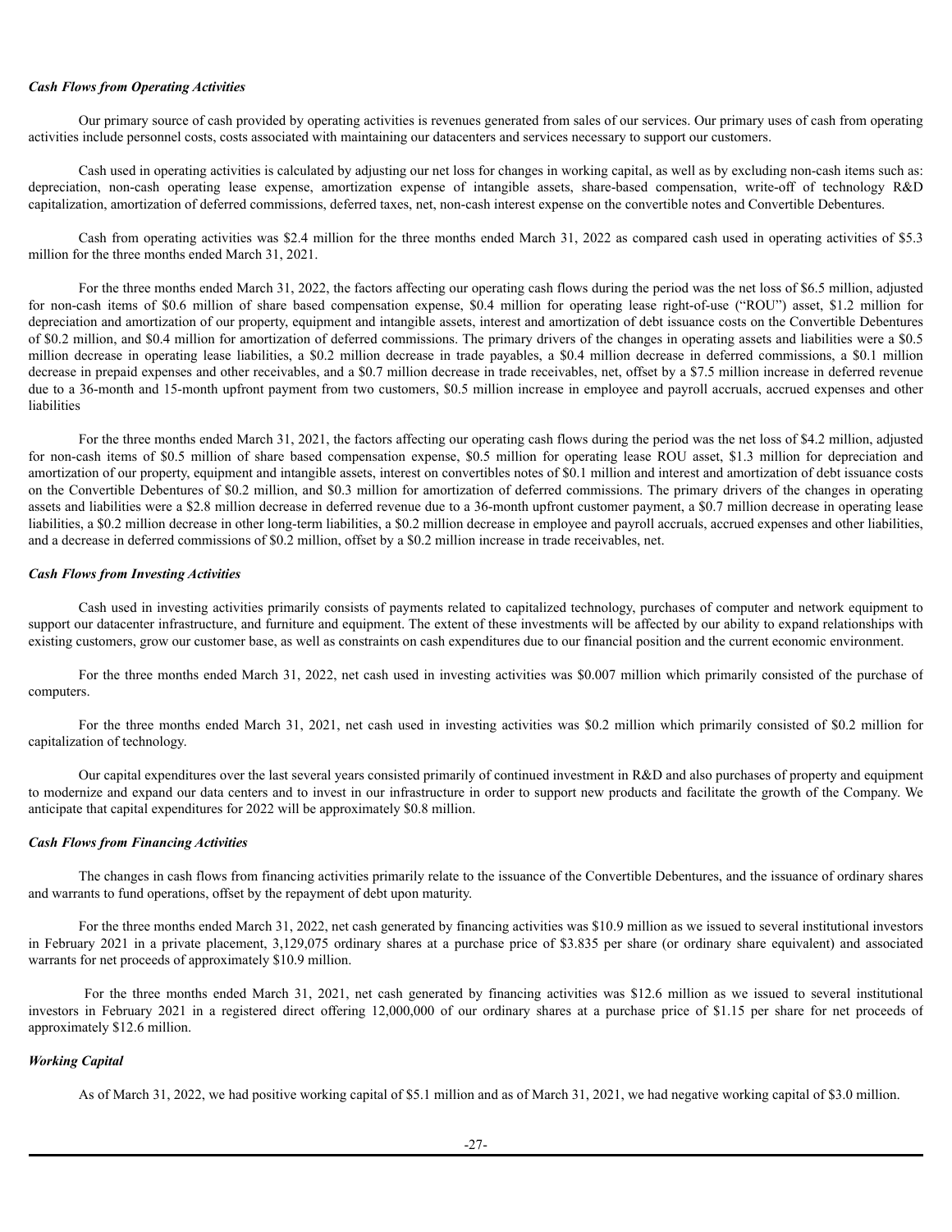### *Cash Flows from Operating Activities*

Our primary source of cash provided by operating activities is revenues generated from sales of our services. Our primary uses of cash from operating activities include personnel costs, costs associated with maintaining our datacenters and services necessary to support our customers.

Cash used in operating activities is calculated by adjusting our net loss for changes in working capital, as well as by excluding non-cash items such as: depreciation, non-cash operating lease expense, amortization expense of intangible assets, share-based compensation, write-off of technology R&D capitalization, amortization of deferred commissions, deferred taxes, net, non-cash interest expense on the convertible notes and Convertible Debentures.

Cash from operating activities was $2.4 million for the three months ended March 31, 2022 as compared cash used in operating activities of $5.3 million for the three months ended March 31, 2021.

For the three months ended March 31, 2022, the factors affecting our operating cash flows during the period was the net loss of $6.5 million, adjusted for non-cash items of $0.6 million of share based compensation expense, $0.4 million for operating lease right-of-use ("ROU") asset, $1.2 million for depreciation and amortization of our property, equipment and intangible assets, interest and amortization of debt issuance costs on the Convertible Debentures of $0.2 million, and $0.4 million for amortization of deferred commissions. The primary drivers of the changes in operating assets and liabilities were a $0.5 million decrease in operating lease liabilities, a $0.2 million decrease in trade payables, a $0.4 million decrease in deferred commissions, a $0.1 million decrease in prepaid expenses and other receivables, and a $0.7 million decrease in trade receivables, net, offset by a $7.5 million increase in deferred revenue due to a 36-month and 15-month upfront payment from two customers, $0.5 million increase in employee and payroll accruals, accrued expenses and other liabilities

For the three months ended March 31, 2021, the factors affecting our operating cash flows during the period was the net loss of $4.2 million, adjusted for non-cash items of $0.5 million of share based compensation expense, $0.5 million for operating lease ROU asset, $1.3 million for depreciation and amortization of our property, equipment and intangible assets, interest on convertibles notes of $0.1 million and interest and amortization of debt issuance costs on the Convertible Debentures of $0.2 million, and $0.3 million for amortization of deferred commissions. The primary drivers of the changes in operating assets and liabilities were a $2.8 million decrease in deferred revenue due to a 36-month upfront customer payment, a $0.7 million decrease in operating lease liabilities, a $0.2 million decrease in other long-term liabilities, a $0.2 million decrease in employee and payroll accruals, accrued expenses and other liabilities, and a decrease in deferred commissions of $0.2 million, offset by a $0.2 million increase in trade receivables, net.

### *Cash Flows from Investing Activities*

Cash used in investing activities primarily consists of payments related to capitalized technology, purchases of computer and network equipment to support our datacenter infrastructure, and furniture and equipment. The extent of these investments will be affected by our ability to expand relationships with existing customers, grow our customer base, as well as constraints on cash expenditures due to our financial position and the current economic environment.

For the three months ended March 31, 2022, net cash used in investing activities was $0.007 million which primarily consisted of the purchase of computers.

For the three months ended March 31, 2021, net cash used in investing activities was $0.2 million which primarily consisted of $0.2 million for capitalization of technology.

Our capital expenditures over the last several years consisted primarily of continued investment in R&D and also purchases of property and equipment to modernize and expand our data centers and to invest in our infrastructure in order to support new products and facilitate the growth of the Company. We anticipate that capital expenditures for 2022 will be approximately $0.8 million.

### *Cash Flows from Financing Activities*

The changes in cash flows from financing activities primarily relate to the issuance of the Convertible Debentures, and the issuance of ordinary shares and warrants to fund operations, offset by the repayment of debt upon maturity.

For the three months ended March 31, 2022, net cash generated by financing activities was $10.9 million as we issued to several institutional investors in February 2021 in a private placement, 3,129,075 ordinary shares at a purchase price of $3.835 per share (or ordinary share equivalent) and associated warrants for net proceeds of approximately $10.9 million.

For the three months ended March 31, 2021, net cash generated by financing activities was $12.6 million as we issued to several institutional investors in February 2021 in a registered direct offering 12,000,000 of our ordinary shares at a purchase price of $1.15 per share for net proceeds of approximately $12.6 million.

### *Working Capital*

As of March 31, 2022, we had positive working capital of $5.1 million and as of March 31, 2021, we had negative working capital of $3.0 million.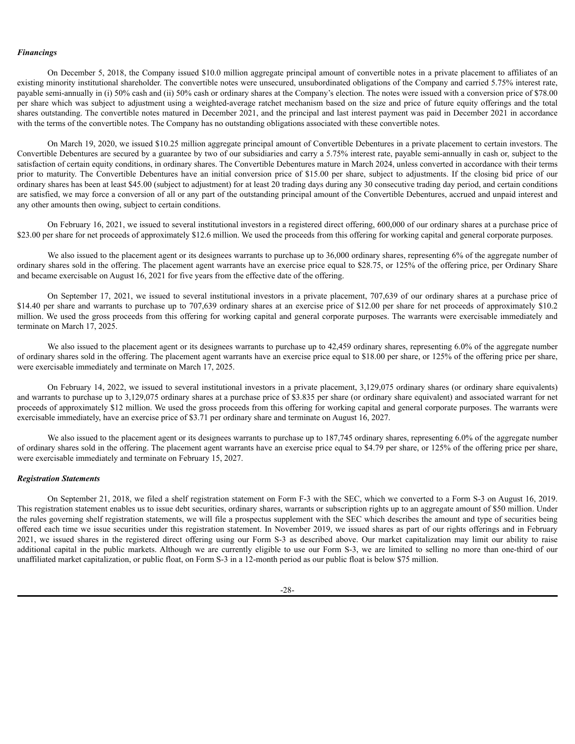***Financings***

On December 5, 2018, the Company issued $10.0 million aggregate principal amount of convertible notes in a private placement to affiliates of an existing minority institutional shareholder. The convertible notes were unsecured, unsubordinated obligations of the Company and carried 5.75% interest rate, payable semi-annually in (i) 50% cash and (ii) 50% cash or ordinary shares at the Company's election. The notes were issued with a conversion price of $78.00 per share which was subject to adjustment using a weighted-average ratchet mechanism based on the size and price of future equity offerings and the total shares outstanding. The convertible notes matured in December 2021, and the principal and last interest payment was paid in December 2021 in accordance with the terms of the convertible notes. The Company has no outstanding obligations associated with these convertible notes.

On March 19, 2020, we issued $10.25 million aggregate principal amount of Convertible Debentures in a private placement to certain investors. The Convertible Debentures are secured by a guarantee by two of our subsidiaries and carry a 5.75% interest rate, payable semi-annually in cash or, subject to the satisfaction of certain equity conditions, in ordinary shares. The Convertible Debentures mature in March 2024, unless converted in accordance with their terms prior to maturity. The Convertible Debentures have an initial conversion price of $15.00 per share, subject to adjustments. If the closing bid price of our ordinary shares has been at least $45.00 (subject to adjustment) for at least 20 trading days during any 30 consecutive trading day period, and certain conditions are satisfied, we may force a conversion of all or any part of the outstanding principal amount of the Convertible Debentures, accrued and unpaid interest and any other amounts then owing, subject to certain conditions.

On February 16, 2021, we issued to several institutional investors in a registered direct offering, 600,000 of our ordinary shares at a purchase price of $23.00 per share for net proceeds of approximately $12.6 million. We used the proceeds from this offering for working capital and general corporate purposes.

We also issued to the placement agent or its designees warrants to purchase up to 36,000 ordinary shares, representing 6% of the aggregate number of ordinary shares sold in the offering. The placement agent warrants have an exercise price equal to $28.75, or 125% of the offering price, per Ordinary Share and became exercisable on August 16, 2021 for five years from the effective date of the offering.

On September 17, 2021, we issued to several institutional investors in a private placement, 707,639 of our ordinary shares at a purchase price of $14.40 per share and warrants to purchase up to 707,639 ordinary shares at an exercise price of $12.00 per share for net proceeds of approximately $10.2 million. We used the gross proceeds from this offering for working capital and general corporate purposes. The warrants were exercisable immediately and terminate on March 17, 2025.

We also issued to the placement agent or its designees warrants to purchase up to 42,459 ordinary shares, representing 6.0% of the aggregate number of ordinary shares sold in the offering. The placement agent warrants have an exercise price equal to $18.00 per share, or 125% of the offering price per share, were exercisable immediately and terminate on March 17, 2025.

On February 14, 2022, we issued to several institutional investors in a private placement, 3,129,075 ordinary shares (or ordinary share equivalents) and warrants to purchase up to 3,129,075 ordinary shares at a purchase price of $3.835 per share (or ordinary share equivalent) and associated warrant for net proceeds of approximately $12 million. We used the gross proceeds from this offering for working capital and general corporate purposes. The warrants were exercisable immediately, have an exercise price of $3.71 per ordinary share and terminate on August 16, 2027.

We also issued to the placement agent or its designees warrants to purchase up to 187,745 ordinary shares, representing 6.0% of the aggregate number of ordinary shares sold in the offering. The placement agent warrants have an exercise price equal to $4.79 per share, or 125% of the offering price per share, were exercisable immediately and terminate on February 15, 2027.

***Registration Statements***

On September 21, 2018, we filed a shelf registration statement on Form F-3 with the SEC, which we converted to a Form S-3 on August 16, 2019. This registration statement enables us to issue debt securities, ordinary shares, warrants or subscription rights up to an aggregate amount of $50 million. Under the rules governing shelf registration statements, we will file a prospectus supplement with the SEC which describes the amount and type of securities being offered each time we issue securities under this registration statement. In November 2019, we issued shares as part of our rights offerings and in February 2021, we issued shares in the registered direct offering using our Form S-3 as described above. Our market capitalization may limit our ability to raise additional capital in the public markets. Although we are currently eligible to use our Form S-3, we are limited to selling no more than one-third of our unaffiliated market capitalization, or public float, on Form S-3 in a 12-month period as our public float is below $75 million.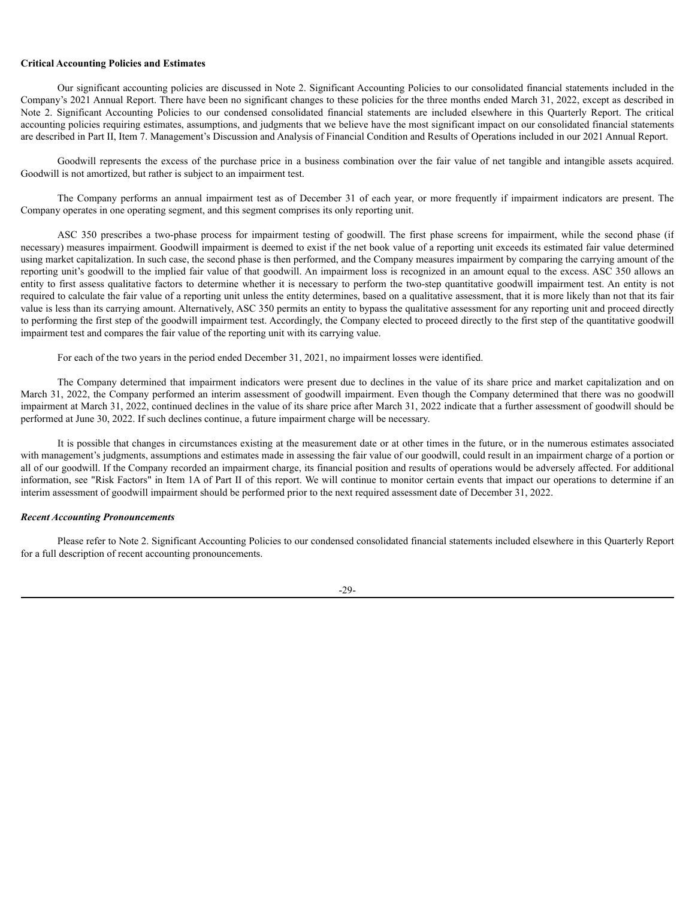**Critical Accounting Policies and Estimates**

Our significant accounting policies are discussed in Note 2. Significant Accounting Policies to our consolidated financial statements included in the Company's 2021 Annual Report. There have been no significant changes to these policies for the three months ended March 31, 2022, except as described in Note 2. Significant Accounting Policies to our condensed consolidated financial statements are included elsewhere in this Quarterly Report. The critical accounting policies requiring estimates, assumptions, and judgments that we believe have the most significant impact on our consolidated financial statements are described in Part II, Item 7. Management's Discussion and Analysis of Financial Condition and Results of Operations included in our 2021 Annual Report.

Goodwill represents the excess of the purchase price in a business combination over the fair value of net tangible and intangible assets acquired. Goodwill is not amortized, but rather is subject to an impairment test.

The Company performs an annual impairment test as of December 31 of each year, or more frequently if impairment indicators are present. The Company operates in one operating segment, and this segment comprises its only reporting unit.

ASC 350 prescribes a two-phase process for impairment testing of goodwill. The first phase screens for impairment, while the second phase (if necessary) measures impairment. Goodwill impairment is deemed to exist if the net book value of a reporting unit exceeds its estimated fair value determined using market capitalization. In such case, the second phase is then performed, and the Company measures impairment by comparing the carrying amount of the reporting unit's goodwill to the implied fair value of that goodwill. An impairment loss is recognized in an amount equal to the excess. ASC 350 allows an entity to first assess qualitative factors to determine whether it is necessary to perform the two-step quantitative goodwill impairment test. An entity is not required to calculate the fair value of a reporting unit unless the entity determines, based on a qualitative assessment, that it is more likely than not that its fair value is less than its carrying amount. Alternatively, ASC 350 permits an entity to bypass the qualitative assessment for any reporting unit and proceed directly to performing the first step of the goodwill impairment test. Accordingly, the Company elected to proceed directly to the first step of the quantitative goodwill impairment test and compares the fair value of the reporting unit with its carrying value.

For each of the two years in the period ended December 31, 2021, no impairment losses were identified.

The Company determined that impairment indicators were present due to declines in the value of its share price and market capitalization and on March 31, 2022, the Company performed an interim assessment of goodwill impairment. Even though the Company determined that there was no goodwill impairment at March 31, 2022, continued declines in the value of its share price after March 31, 2022 indicate that a further assessment of goodwill should be performed at June 30, 2022. If such declines continue, a future impairment charge will be necessary.

It is possible that changes in circumstances existing at the measurement date or at other times in the future, or in the numerous estimates associated with management's judgments, assumptions and estimates made in assessing the fair value of our goodwill, could result in an impairment charge of a portion or all of our goodwill. If the Company recorded an impairment charge, its financial position and results of operations would be adversely affected. For additional information, see "Risk Factors" in Item 1A of Part II of this report. We will continue to monitor certain events that impact our operations to determine if an interim assessment of goodwill impairment should be performed prior to the next required assessment date of December 31, 2022.

***Recent Accounting Pronouncements***

Please refer to Note 2. Significant Accounting Policies to our condensed consolidated financial statements included elsewhere in this Quarterly Report for a full description of recent accounting pronouncements.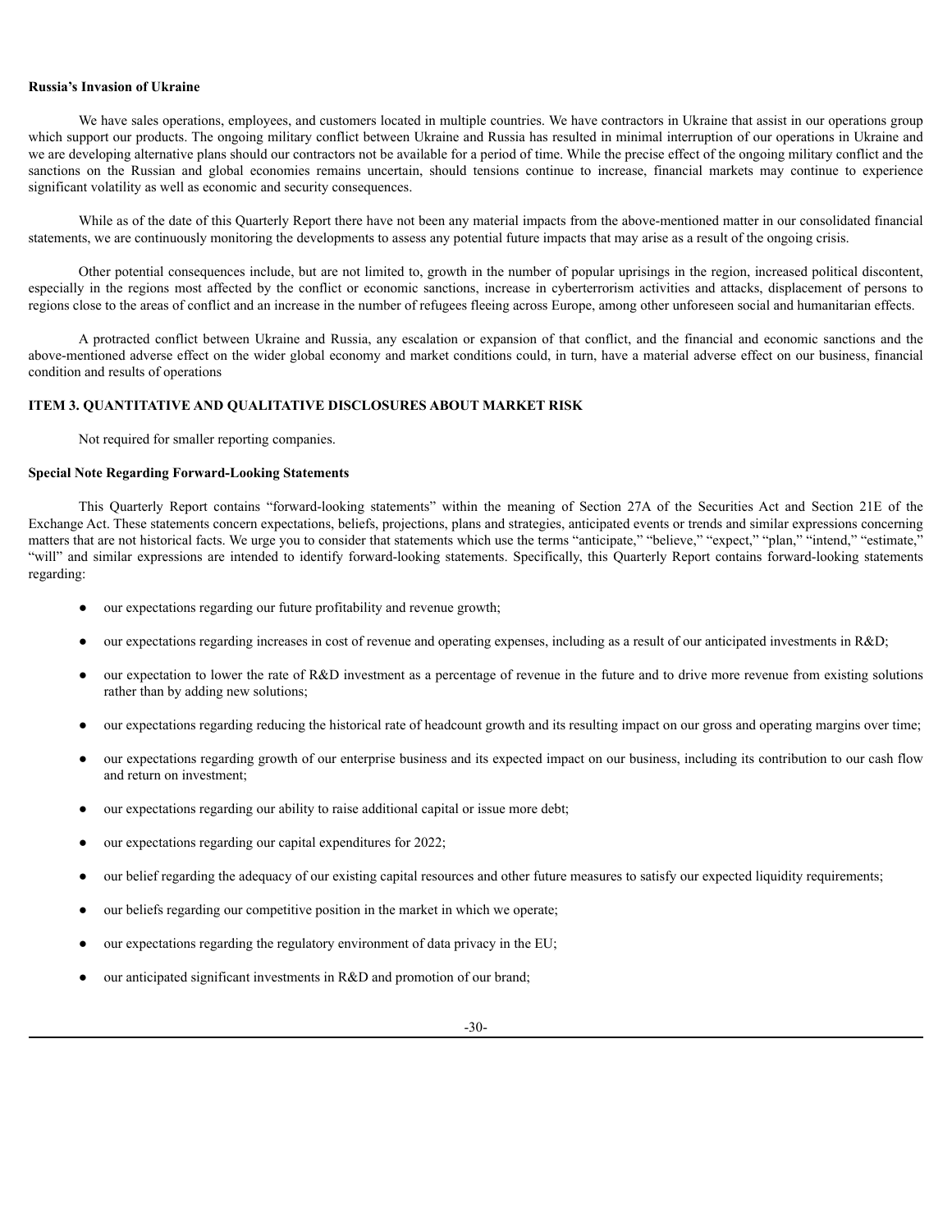**Russia's Invasion of Ukraine**

We have sales operations, employees, and customers located in multiple countries. We have contractors in Ukraine that assist in our operations group which support our products. The ongoing military conflict between Ukraine and Russia has resulted in minimal interruption of our operations in Ukraine and we are developing alternative plans should our contractors not be available for a period of time. While the precise effect of the ongoing military conflict and the sanctions on the Russian and global economies remains uncertain, should tensions continue to increase, financial markets may continue to experience significant volatility as well as economic and security consequences.

While as of the date of this Quarterly Report there have not been any material impacts from the above-mentioned matter in our consolidated financial statements, we are continuously monitoring the developments to assess any potential future impacts that may arise as a result of the ongoing crisis.

Other potential consequences include, but are not limited to, growth in the number of popular uprisings in the region, increased political discontent, especially in the regions most affected by the conflict or economic sanctions, increase in cyberterrorism activities and attacks, displacement of persons to regions close to the areas of conflict and an increase in the number of refugees fleeing across Europe, among other unforeseen social and humanitarian effects.

A protracted conflict between Ukraine and Russia, any escalation or expansion of that conflict, and the financial and economic sanctions and the above-mentioned adverse effect on the wider global economy and market conditions could, in turn, have a material adverse effect on our business, financial condition and results of operations

## ITEM 3. QUANTITATIVE AND QUALITATIVE DISCLOSURES ABOUT MARKET RISK

Not required for smaller reporting companies.

**Special Note Regarding Forward-Looking Statements**

This Quarterly Report contains "forward-looking statements" within the meaning of Section 27A of the Securities Act and Section 21E of the Exchange Act. These statements concern expectations, beliefs, projections, plans and strategies, anticipated events or trends and similar expressions concerning matters that are not historical facts. We urge you to consider that statements which use the terms "anticipate," "believe," "expect," "plan," "intend," "estimate," "will" and similar expressions are intended to identify forward-looking statements. Specifically, this Quarterly Report contains forward-looking statements regarding:

- our expectations regarding our future profitability and revenue growth;
- our expectations regarding increases in cost of revenue and operating expenses, including as a result of our anticipated investments in R&D;
- our expectation to lower the rate of R&D investment as a percentage of revenue in the future and to drive more revenue from existing solutions rather than by adding new solutions;
- our expectations regarding reducing the historical rate of headcount growth and its resulting impact on our gross and operating margins over time;
- our expectations regarding growth of our enterprise business and its expected impact on our business, including its contribution to our cash flow and return on investment;
- our expectations regarding our ability to raise additional capital or issue more debt;
- our expectations regarding our capital expenditures for 2022;
- our belief regarding the adequacy of our existing capital resources and other future measures to satisfy our expected liquidity requirements;
- our beliefs regarding our competitive position in the market in which we operate;
- our expectations regarding the regulatory environment of data privacy in the EU;
- our anticipated significant investments in R&D and promotion of our brand;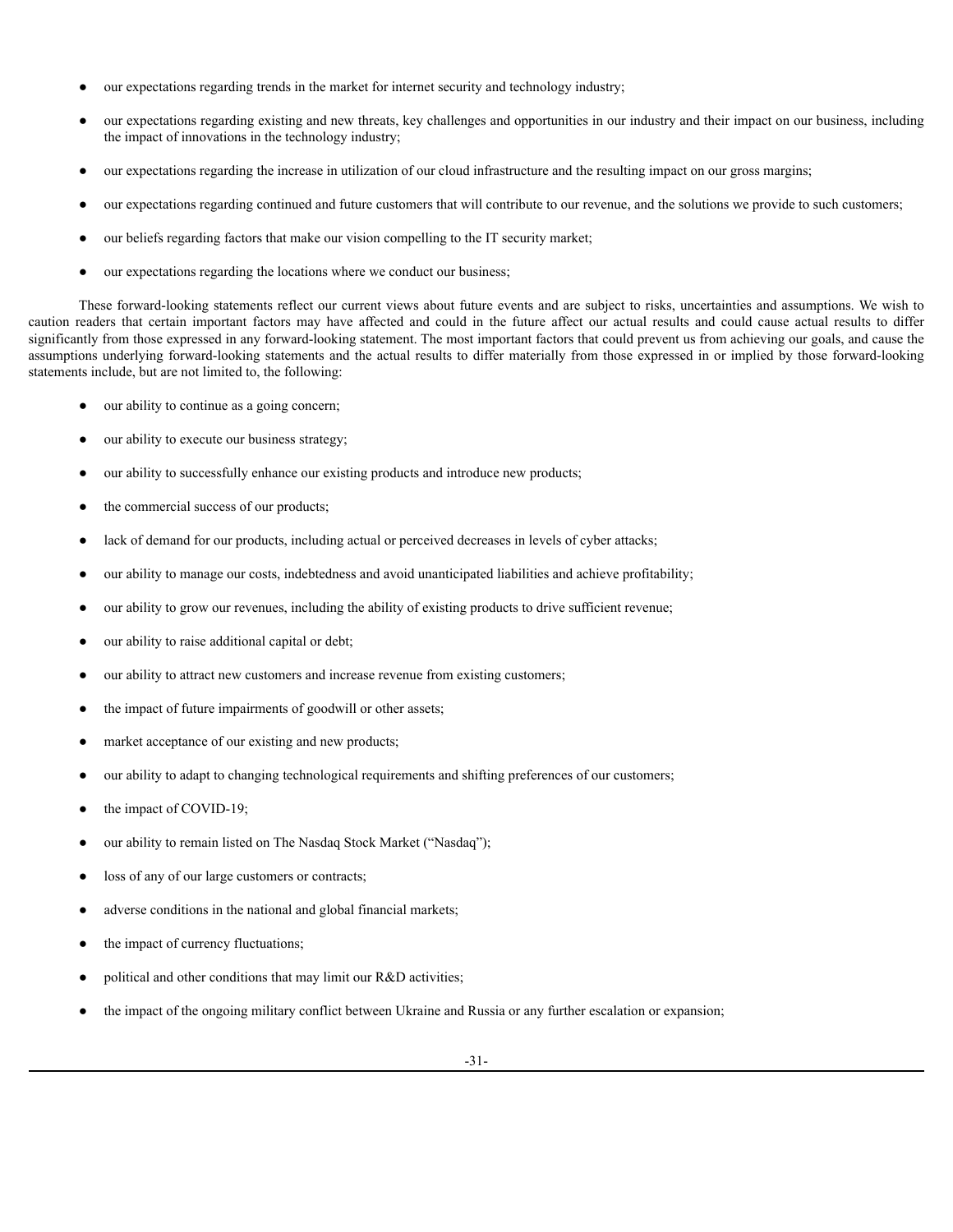- our expectations regarding trends in the market for internet security and technology industry;
- our expectations regarding existing and new threats, key challenges and opportunities in our industry and their impact on our business, including the impact of innovations in the technology industry;
- our expectations regarding the increase in utilization of our cloud infrastructure and the resulting impact on our gross margins;
- our expectations regarding continued and future customers that will contribute to our revenue, and the solutions we provide to such customers;
- our beliefs regarding factors that make our vision compelling to the IT security market;
- our expectations regarding the locations where we conduct our business;

These forward-looking statements reflect our current views about future events and are subject to risks, uncertainties and assumptions. We wish to caution readers that certain important factors may have affected and could in the future affect our actual results and could cause actual results to differ significantly from those expressed in any forward-looking statement. The most important factors that could prevent us from achieving our goals, and cause the assumptions underlying forward-looking statements and the actual results to differ materially from those expressed in or implied by those forward-looking statements include, but are not limited to, the following:

- our ability to continue as a going concern;
- our ability to execute our business strategy;
- our ability to successfully enhance our existing products and introduce new products;
- the commercial success of our products;
- lack of demand for our products, including actual or perceived decreases in levels of cyber attacks;
- our ability to manage our costs, indebtedness and avoid unanticipated liabilities and achieve profitability;
- our ability to grow our revenues, including the ability of existing products to drive sufficient revenue;
- our ability to raise additional capital or debt;
- our ability to attract new customers and increase revenue from existing customers;
- the impact of future impairments of goodwill or other assets;
- market acceptance of our existing and new products;
- our ability to adapt to changing technological requirements and shifting preferences of our customers;
- the impact of COVID-19;
- our ability to remain listed on The Nasdaq Stock Market ("Nasdaq");
- loss of any of our large customers or contracts;
- adverse conditions in the national and global financial markets;
- the impact of currency fluctuations;
- political and other conditions that may limit our R&D activities;
- the impact of the ongoing military conflict between Ukraine and Russia or any further escalation or expansion;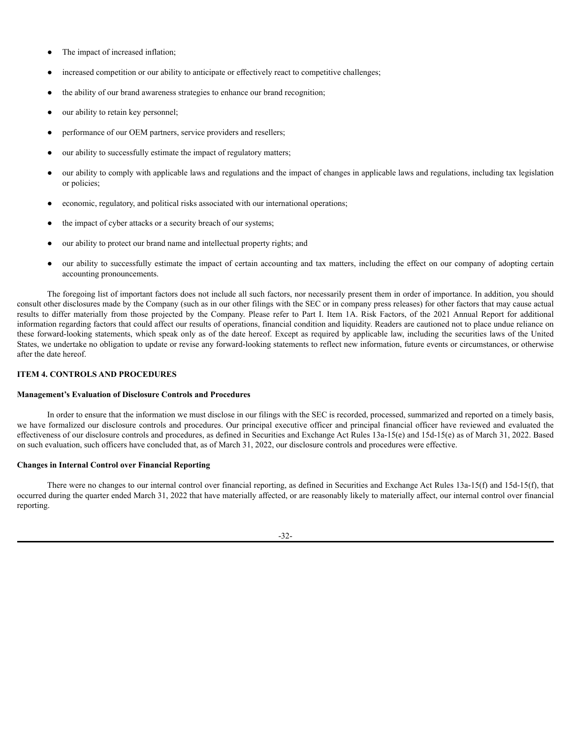- The impact of increased inflation;
- increased competition or our ability to anticipate or effectively react to competitive challenges;
- the ability of our brand awareness strategies to enhance our brand recognition;
- our ability to retain key personnel;
- performance of our OEM partners, service providers and resellers;
- our ability to successfully estimate the impact of regulatory matters;
- our ability to comply with applicable laws and regulations and the impact of changes in applicable laws and regulations, including tax legislation or policies;
- economic, regulatory, and political risks associated with our international operations;
- the impact of cyber attacks or a security breach of our systems;
- our ability to protect our brand name and intellectual property rights; and
- our ability to successfully estimate the impact of certain accounting and tax matters, including the effect on our company of adopting certain accounting pronouncements.

The foregoing list of important factors does not include all such factors, nor necessarily present them in order of importance. In addition, you should consult other disclosures made by the Company (such as in our other filings with the SEC or in company press releases) for other factors that may cause actual results to differ materially from those projected by the Company. Please refer to Part I. Item 1A. Risk Factors, of the 2021 Annual Report for additional information regarding factors that could affect our results of operations, financial condition and liquidity. Readers are cautioned not to place undue reliance on these forward-looking statements, which speak only as of the date hereof. Except as required by applicable law, including the securities laws of the United States, we undertake no obligation to update or revise any forward-looking statements to reflect new information, future events or circumstances, or otherwise after the date hereof.

## ITEM 4. CONTROLS AND PROCEDURES

**Management's Evaluation of Disclosure Controls and Procedures**

In order to ensure that the information we must disclose in our filings with the SEC is recorded, processed, summarized and reported on a timely basis, we have formalized our disclosure controls and procedures. Our principal executive officer and principal financial officer have reviewed and evaluated the effectiveness of our disclosure controls and procedures, as defined in Securities and Exchange Act Rules 13a-15(e) and 15d-15(e) as of March 31, 2022. Based on such evaluation, such officers have concluded that, as of March 31, 2022, our disclosure controls and procedures were effective.

**Changes in Internal Control over Financial Reporting**

There were no changes to our internal control over financial reporting, as defined in Securities and Exchange Act Rules 13a-15(f) and 15d-15(f), that occurred during the quarter ended March 31, 2022 that have materially affected, or are reasonably likely to materially affect, our internal control over financial reporting.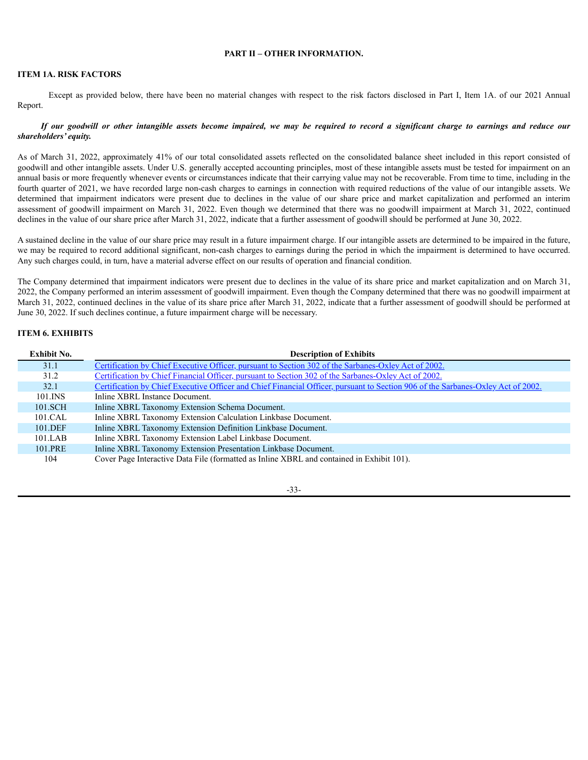## PART II – OTHER INFORMATION.

### ITEM 1A. RISK FACTORS

Except as provided below, there have been no material changes with respect to the risk factors disclosed in Part I, Item 1A. of our 2021 Annual Report.

***If our goodwill or other intangible assets become impaired, we may be required to record a significant charge to earnings and reduce our shareholders' equity.***

As of March 31, 2022, approximately 41% of our total consolidated assets reflected on the consolidated balance sheet included in this report consisted of goodwill and other intangible assets. Under U.S. generally accepted accounting principles, most of these intangible assets must be tested for impairment on an annual basis or more frequently whenever events or circumstances indicate that their carrying value may not be recoverable. From time to time, including in the fourth quarter of 2021, we have recorded large non-cash charges to earnings in connection with required reductions of the value of our intangible assets. We determined that impairment indicators were present due to declines in the value of our share price and market capitalization and performed an interim assessment of goodwill impairment on March 31, 2022. Even though we determined that there was no goodwill impairment at March 31, 2022, continued declines in the value of our share price after March 31, 2022, indicate that a further assessment of goodwill should be performed at June 30, 2022.

A sustained decline in the value of our share price may result in a future impairment charge. If our intangible assets are determined to be impaired in the future, we may be required to record additional significant, non-cash charges to earnings during the period in which the impairment is determined to have occurred. Any such charges could, in turn, have a material adverse effect on our results of operation and financial condition.

The Company determined that impairment indicators were present due to declines in the value of its share price and market capitalization and on March 31, 2022, the Company performed an interim assessment of goodwill impairment. Even though the Company determined that there was no goodwill impairment at March 31, 2022, continued declines in the value of its share price after March 31, 2022, indicate that a further assessment of goodwill should be performed at June 30, 2022. If such declines continue, a future impairment charge will be necessary.

### ITEM 6. EXHIBITS

| Exhibit No. | Description of Exhibits |
|---|---|
| 31.1 | Certification by Chief Executive Officer, pursuant to Section 302 of the Sarbanes-Oxley Act of 2002. |
| 31.2 | Certification by Chief Financial Officer, pursuant to Section 302 of the Sarbanes-Oxley Act of 2002. |
| 32.1 | Certification by Chief Executive Officer and Chief Financial Officer, pursuant to Section 906 of the Sarbanes-Oxley Act of 2002. |
| 101.INS | Inline XBRL Instance Document. |
| 101.SCH | Inline XBRL Taxonomy Extension Schema Document. |
| 101.CAL | Inline XBRL Taxonomy Extension Calculation Linkbase Document. |
| 101.DEF | Inline XBRL Taxonomy Extension Definition Linkbase Document. |
| 101.LAB | Inline XBRL Taxonomy Extension Label Linkbase Document. |
| 101.PRE | Inline XBRL Taxonomy Extension Presentation Linkbase Document. |
| 104 | Cover Page Interactive Data File (formatted as Inline XBRL and contained in Exhibit 101). |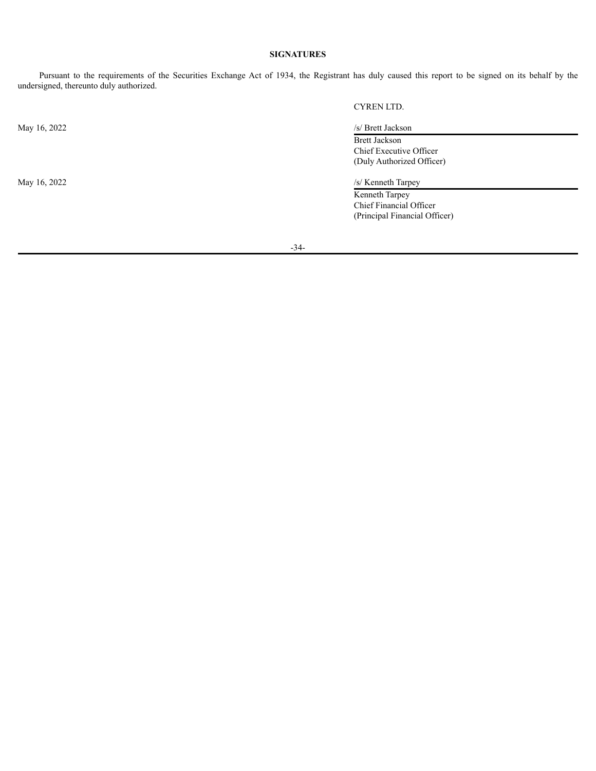**SIGNATURES**

Pursuant to the requirements of the Securities Exchange Act of 1934, the Registrant has duly caused this report to be signed on its behalf by the undersigned, thereunto duly authorized.

CYREN LTD.

| | |
|---|---|
| May 16, 2022 | /s/ Brett Jackson |
| | Brett Jackson<br>Chief Executive Officer<br>(Duly Authorized Officer) |
| May 16, 2022 | /s/ Kenneth Tarpey |
| | Kenneth Tarpey<br>Chief Financial Officer<br>(Principal Financial Officer) |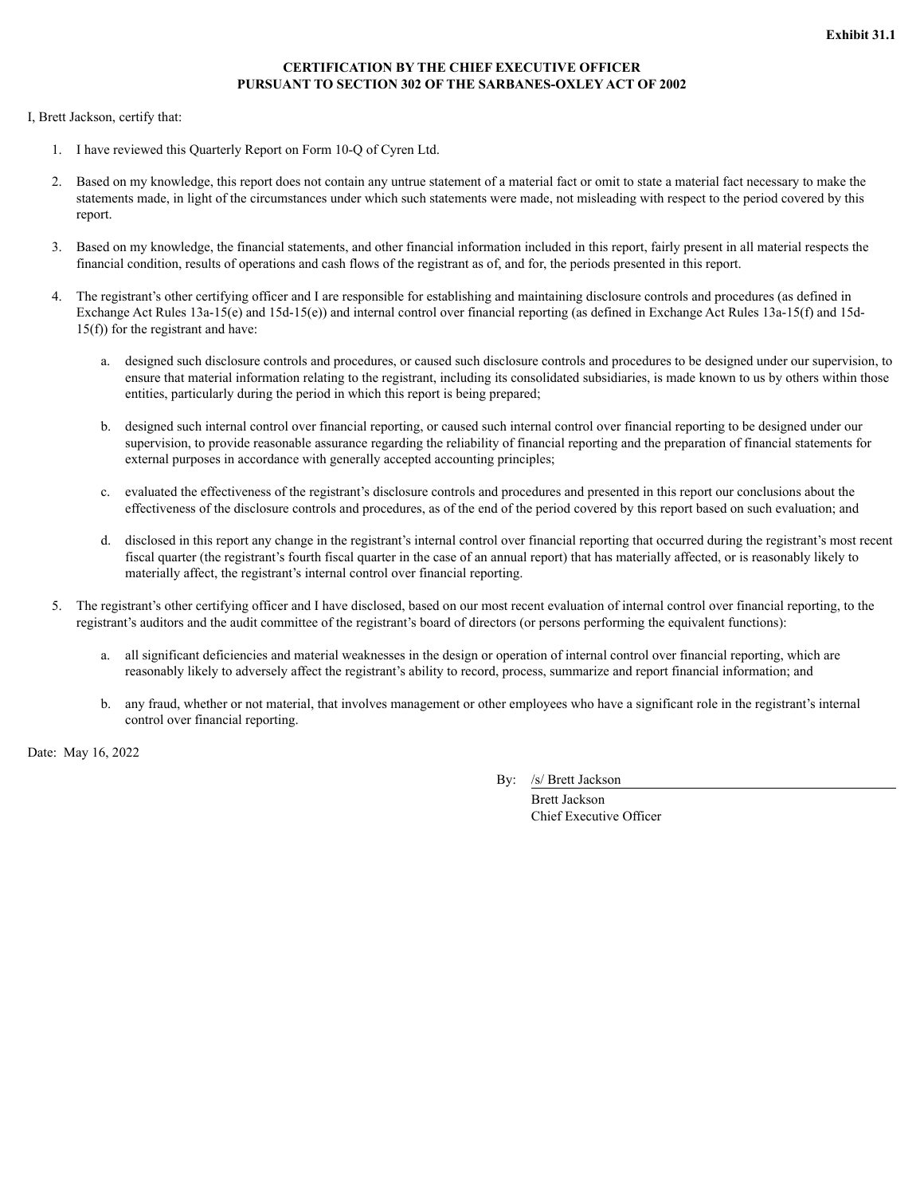**Exhibit 31.1**

**CERTIFICATION BY THE CHIEF EXECUTIVE OFFICER**
**PURSUANT TO SECTION 302 OF THE SARBANES-OXLEY ACT OF 2002**

I, Brett Jackson, certify that:

1. I have reviewed this Quarterly Report on Form 10-Q of Cyren Ltd.

2. Based on my knowledge, this report does not contain any untrue statement of a material fact or omit to state a material fact necessary to make the statements made, in light of the circumstances under which such statements were made, not misleading with respect to the period covered by this report.

3. Based on my knowledge, the financial statements, and other financial information included in this report, fairly present in all material respects the financial condition, results of operations and cash flows of the registrant as of, and for, the periods presented in this report.

4. The registrant's other certifying officer and I are responsible for establishing and maintaining disclosure controls and procedures (as defined in Exchange Act Rules 13a-15(e) and 15d-15(e)) and internal control over financial reporting (as defined in Exchange Act Rules 13a-15(f) and 15d-15(f)) for the registrant and have:

   a. designed such disclosure controls and procedures, or caused such disclosure controls and procedures to be designed under our supervision, to ensure that material information relating to the registrant, including its consolidated subsidiaries, is made known to us by others within those entities, particularly during the period in which this report is being prepared;

   b. designed such internal control over financial reporting, or caused such internal control over financial reporting to be designed under our supervision, to provide reasonable assurance regarding the reliability of financial reporting and the preparation of financial statements for external purposes in accordance with generally accepted accounting principles;

   c. evaluated the effectiveness of the registrant's disclosure controls and procedures and presented in this report our conclusions about the effectiveness of the disclosure controls and procedures, as of the end of the period covered by this report based on such evaluation; and

   d. disclosed in this report any change in the registrant's internal control over financial reporting that occurred during the registrant's most recent fiscal quarter (the registrant's fourth fiscal quarter in the case of an annual report) that has materially affected, or is reasonably likely to materially affect, the registrant's internal control over financial reporting.

5. The registrant's other certifying officer and I have disclosed, based on our most recent evaluation of internal control over financial reporting, to the registrant's auditors and the audit committee of the registrant's board of directors (or persons performing the equivalent functions):

   a. all significant deficiencies and material weaknesses in the design or operation of internal control over financial reporting, which are reasonably likely to adversely affect the registrant's ability to record, process, summarize and report financial information; and

   b. any fraud, whether or not material, that involves management or other employees who have a significant role in the registrant's internal control over financial reporting.

Date: May 16, 2022

By: /s/ Brett Jackson
Brett Jackson
Chief Executive Officer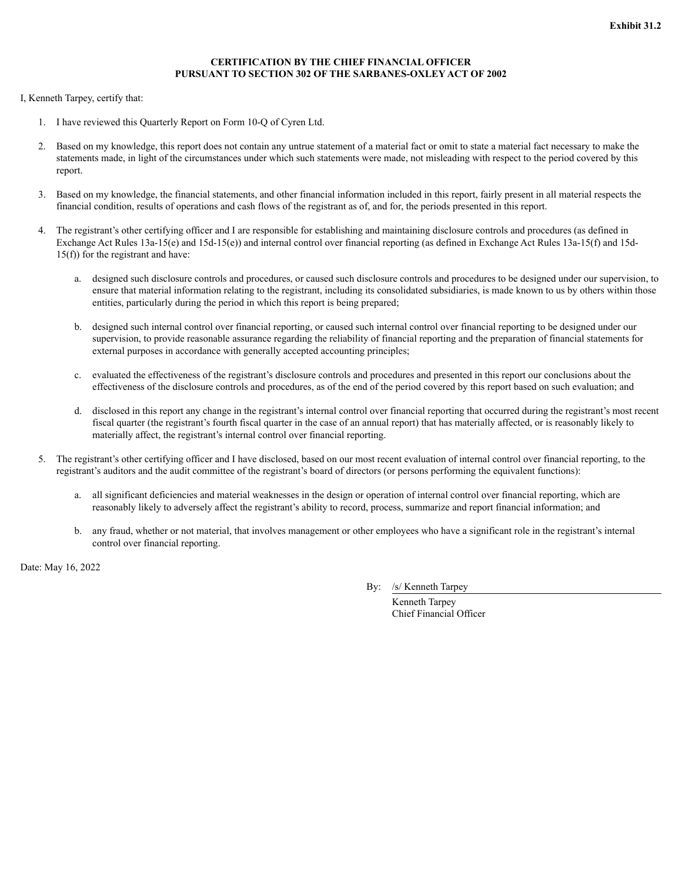**Exhibit 31.2**

**CERTIFICATION BY THE CHIEF FINANCIAL OFFICER**
**PURSUANT TO SECTION 302 OF THE SARBANES-OXLEY ACT OF 2002**

I, Kenneth Tarpey, certify that:

1. I have reviewed this Quarterly Report on Form 10-Q of Cyren Ltd.

2. Based on my knowledge, this report does not contain any untrue statement of a material fact or omit to state a material fact necessary to make the statements made, in light of the circumstances under which such statements were made, not misleading with respect to the period covered by this report.

3. Based on my knowledge, the financial statements, and other financial information included in this report, fairly present in all material respects the financial condition, results of operations and cash flows of the registrant as of, and for, the periods presented in this report.

4. The registrant's other certifying officer and I are responsible for establishing and maintaining disclosure controls and procedures (as defined in Exchange Act Rules 13a-15(e) and 15d-15(e)) and internal control over financial reporting (as defined in Exchange Act Rules 13a-15(f) and 15d-15(f)) for the registrant and have:

   a. designed such disclosure controls and procedures, or caused such disclosure controls and procedures to be designed under our supervision, to ensure that material information relating to the registrant, including its consolidated subsidiaries, is made known to us by others within those entities, particularly during the period in which this report is being prepared;

   b. designed such internal control over financial reporting, or caused such internal control over financial reporting to be designed under our supervision, to provide reasonable assurance regarding the reliability of financial reporting and the preparation of financial statements for external purposes in accordance with generally accepted accounting principles;

   c. evaluated the effectiveness of the registrant's disclosure controls and procedures and presented in this report our conclusions about the effectiveness of the disclosure controls and procedures, as of the end of the period covered by this report based on such evaluation; and

   d. disclosed in this report any change in the registrant's internal control over financial reporting that occurred during the registrant's most recent fiscal quarter (the registrant's fourth fiscal quarter in the case of an annual report) that has materially affected, or is reasonably likely to materially affect, the registrant's internal control over financial reporting.

5. The registrant's other certifying officer and I have disclosed, based on our most recent evaluation of internal control over financial reporting, to the registrant's auditors and the audit committee of the registrant's board of directors (or persons performing the equivalent functions):

   a. all significant deficiencies and material weaknesses in the design or operation of internal control over financial reporting, which are reasonably likely to adversely affect the registrant's ability to record, process, summarize and report financial information; and

   b. any fraud, whether or not material, that involves management or other employees who have a significant role in the registrant's internal control over financial reporting.

Date: May 16, 2022

By: /s/ Kenneth Tarpey
Kenneth Tarpey
Chief Financial Officer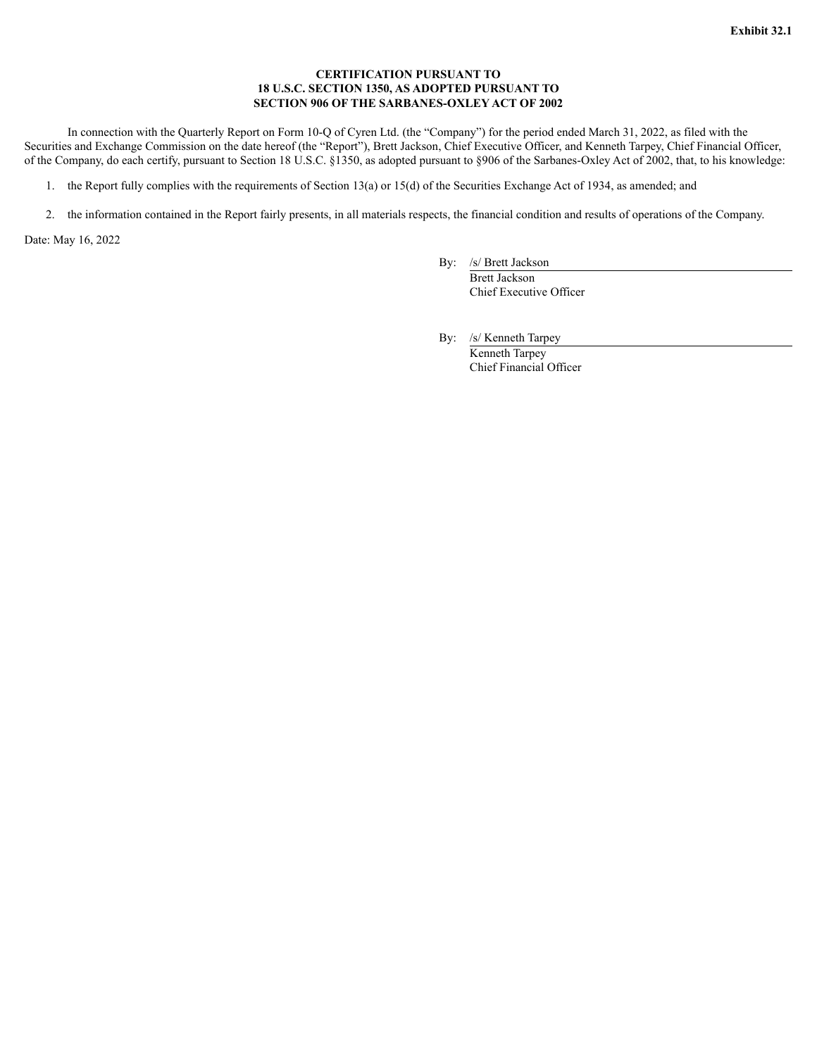**Exhibit 32.1**

**CERTIFICATION PURSUANT TO**
**18 U.S.C. SECTION 1350, AS ADOPTED PURSUANT TO**
**SECTION 906 OF THE SARBANES-OXLEY ACT OF 2002**

In connection with the Quarterly Report on Form 10-Q of Cyren Ltd. (the "Company") for the period ended March 31, 2022, as filed with the Securities and Exchange Commission on the date hereof (the "Report"), Brett Jackson, Chief Executive Officer, and Kenneth Tarpey, Chief Financial Officer, of the Company, do each certify, pursuant to Section 18 U.S.C. §1350, as adopted pursuant to §906 of the Sarbanes-Oxley Act of 2002, that, to his knowledge:

1. the Report fully complies with the requirements of Section 13(a) or 15(d) of the Securities Exchange Act of 1934, as amended; and

2. the information contained in the Report fairly presents, in all materials respects, the financial condition and results of operations of the Company.

Date: May 16, 2022

By: /s/ Brett Jackson
Brett Jackson
Chief Executive Officer

By: /s/ Kenneth Tarpey
Kenneth Tarpey
Chief Financial Officer